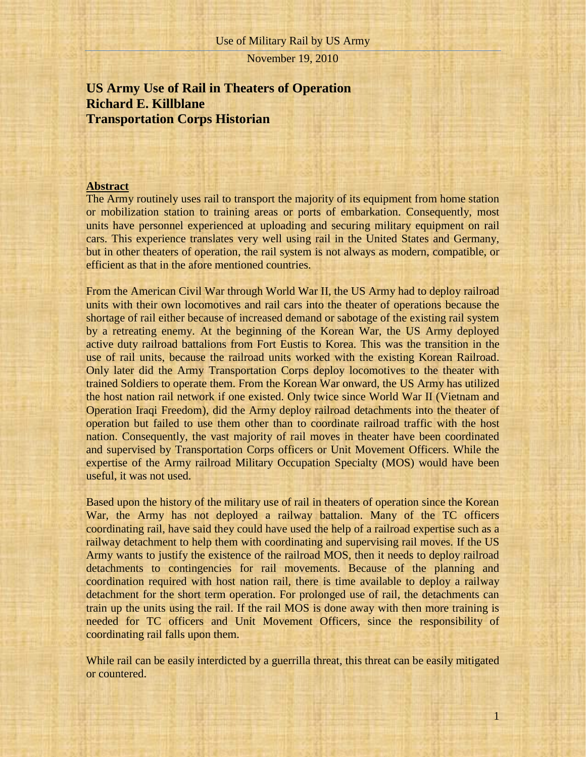# US Army Use of Rail in Theaters of Operation
# Richard E. Killblane
# Transportation Corps Historian

**Abstract**

The Army routinely uses rail to transport the majority of its equipment from home station or mobilization station to training areas or ports of embarkation. Consequently, most units have personnel experienced at uploading and securing military equipment on rail cars. This experience translates very well using rail in the United States and Germany, but in other theaters of operation, the rail system is not always as modern, compatible, or efficient as that in the afore mentioned countries.

From the American Civil War through World War II, the US Army had to deploy railroad units with their own locomotives and rail cars into the theater of operations because the shortage of rail either because of increased demand or sabotage of the existing rail system by a retreating enemy. At the beginning of the Korean War, the US Army deployed active duty railroad battalions from Fort Eustis to Korea. This was the transition in the use of rail units, because the railroad units worked with the existing Korean Railroad. Only later did the Army Transportation Corps deploy locomotives to the theater with trained Soldiers to operate them. From the Korean War onward, the US Army has utilized the host nation rail network if one existed. Only twice since World War II (Vietnam and Operation Iraqi Freedom), did the Army deploy railroad detachments into the theater of operation but failed to use them other than to coordinate railroad traffic with the host nation. Consequently, the vast majority of rail moves in theater have been coordinated and supervised by Transportation Corps officers or Unit Movement Officers. While the expertise of the Army railroad Military Occupation Specialty (MOS) would have been useful, it was not used.

Based upon the history of the military use of rail in theaters of operation since the Korean War, the Army has not deployed a railway battalion. Many of the TC officers coordinating rail, have said they could have used the help of a railroad expertise such as a railway detachment to help them with coordinating and supervising rail moves. If the US Army wants to justify the existence of the railroad MOS, then it needs to deploy railroad detachments to contingencies for rail movements. Because of the planning and coordination required with host nation rail, there is time available to deploy a railway detachment for the short term operation. For prolonged use of rail, the detachments can train up the units using the rail. If the rail MOS is done away with then more training is needed for TC officers and Unit Movement Officers, since the responsibility of coordinating rail falls upon them.

While rail can be easily interdicted by a guerrilla threat, this threat can be easily mitigated or countered.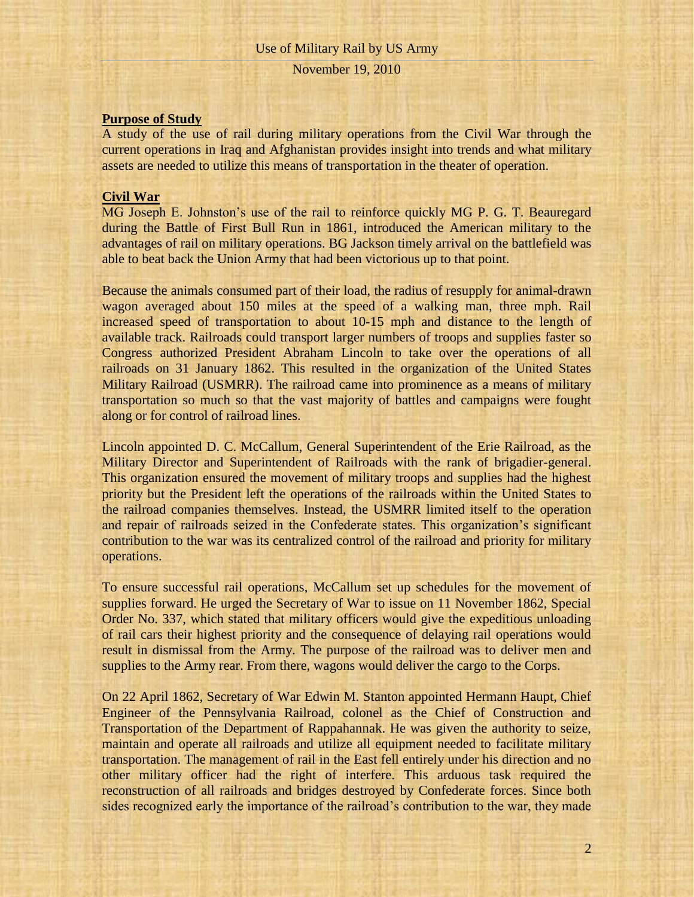**Purpose of Study**

A study of the use of rail during military operations from the Civil War through the current operations in Iraq and Afghanistan provides insight into trends and what military assets are needed to utilize this means of transportation in the theater of operation.

**Civil War**

MG Joseph E. Johnston's use of the rail to reinforce quickly MG P. G. T. Beauregard during the Battle of First Bull Run in 1861, introduced the American military to the advantages of rail on military operations. BG Jackson timely arrival on the battlefield was able to beat back the Union Army that had been victorious up to that point.

Because the animals consumed part of their load, the radius of resupply for animal-drawn wagon averaged about 150 miles at the speed of a walking man, three mph. Rail increased speed of transportation to about 10-15 mph and distance to the length of available track. Railroads could transport larger numbers of troops and supplies faster so Congress authorized President Abraham Lincoln to take over the operations of all railroads on 31 January 1862. This resulted in the organization of the United States Military Railroad (USMRR). The railroad came into prominence as a means of military transportation so much so that the vast majority of battles and campaigns were fought along or for control of railroad lines.

Lincoln appointed D. C. McCallum, General Superintendent of the Erie Railroad, as the Military Director and Superintendent of Railroads with the rank of brigadier-general. This organization ensured the movement of military troops and supplies had the highest priority but the President left the operations of the railroads within the United States to the railroad companies themselves. Instead, the USMRR limited itself to the operation and repair of railroads seized in the Confederate states. This organization's significant contribution to the war was its centralized control of the railroad and priority for military operations.

To ensure successful rail operations, McCallum set up schedules for the movement of supplies forward. He urged the Secretary of War to issue on 11 November 1862, Special Order No. 337, which stated that military officers would give the expeditious unloading of rail cars their highest priority and the consequence of delaying rail operations would result in dismissal from the Army. The purpose of the railroad was to deliver men and supplies to the Army rear. From there, wagons would deliver the cargo to the Corps.

On 22 April 1862, Secretary of War Edwin M. Stanton appointed Hermann Haupt, Chief Engineer of the Pennsylvania Railroad, colonel as the Chief of Construction and Transportation of the Department of Rappahannak. He was given the authority to seize, maintain and operate all railroads and utilize all equipment needed to facilitate military transportation. The management of rail in the East fell entirely under his direction and no other military officer had the right of interfere. This arduous task required the reconstruction of all railroads and bridges destroyed by Confederate forces. Since both sides recognized early the importance of the railroad's contribution to the war, they made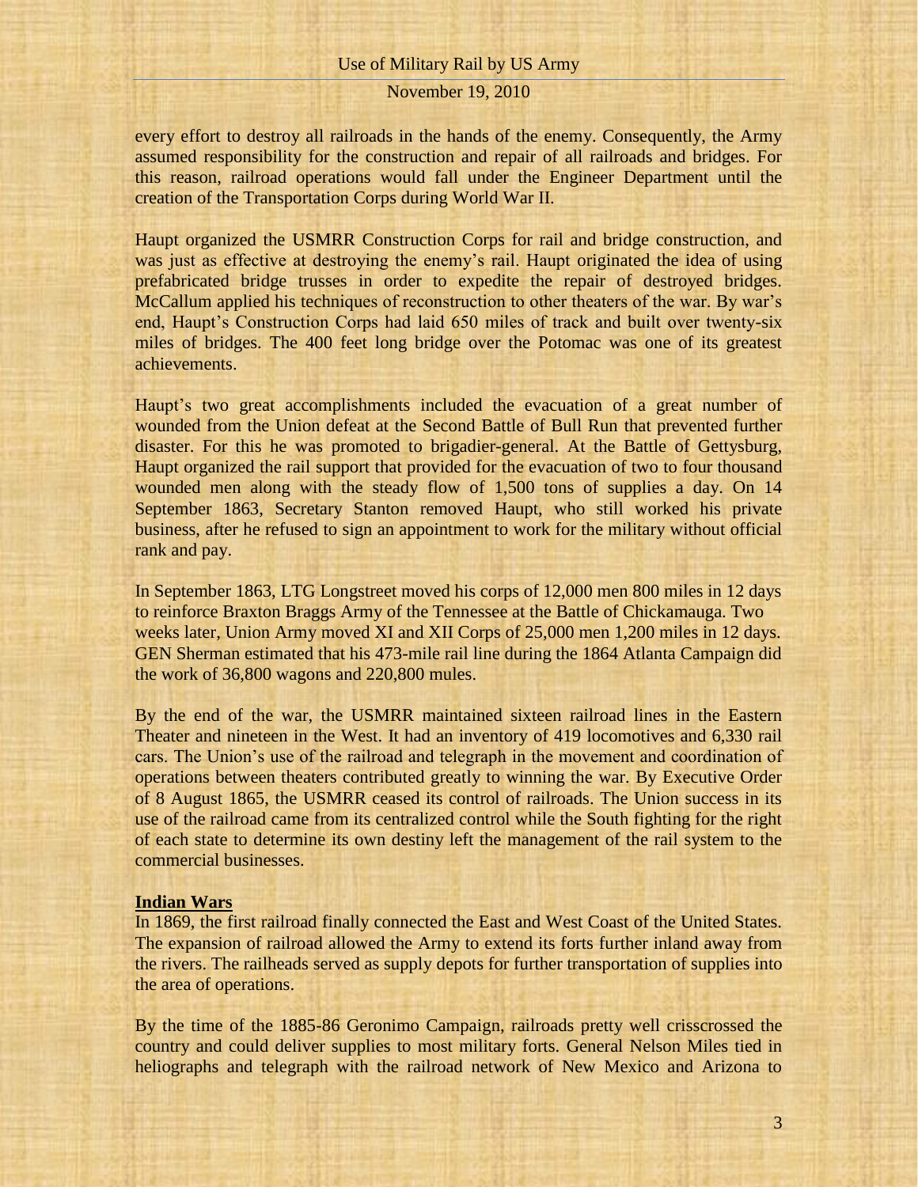every effort to destroy all railroads in the hands of the enemy. Consequently, the Army assumed responsibility for the construction and repair of all railroads and bridges. For this reason, railroad operations would fall under the Engineer Department until the creation of the Transportation Corps during World War II.

Haupt organized the USMRR Construction Corps for rail and bridge construction, and was just as effective at destroying the enemy's rail. Haupt originated the idea of using prefabricated bridge trusses in order to expedite the repair of destroyed bridges. McCallum applied his techniques of reconstruction to other theaters of the war. By war's end, Haupt's Construction Corps had laid 650 miles of track and built over twenty-six miles of bridges. The 400 feet long bridge over the Potomac was one of its greatest achievements.

Haupt's two great accomplishments included the evacuation of a great number of wounded from the Union defeat at the Second Battle of Bull Run that prevented further disaster. For this he was promoted to brigadier-general. At the Battle of Gettysburg, Haupt organized the rail support that provided for the evacuation of two to four thousand wounded men along with the steady flow of 1,500 tons of supplies a day. On 14 September 1863, Secretary Stanton removed Haupt, who still worked his private business, after he refused to sign an appointment to work for the military without official rank and pay.

In September 1863, LTG Longstreet moved his corps of 12,000 men 800 miles in 12 days to reinforce Braxton Braggs Army of the Tennessee at the Battle of Chickamauga. Two weeks later, Union Army moved XI and XII Corps of 25,000 men 1,200 miles in 12 days. GEN Sherman estimated that his 473-mile rail line during the 1864 Atlanta Campaign did the work of 36,800 wagons and 220,800 mules.

By the end of the war, the USMRR maintained sixteen railroad lines in the Eastern Theater and nineteen in the West. It had an inventory of 419 locomotives and 6,330 rail cars. The Union's use of the railroad and telegraph in the movement and coordination of operations between theaters contributed greatly to winning the war. By Executive Order of 8 August 1865, the USMRR ceased its control of railroads. The Union success in its use of the railroad came from its centralized control while the South fighting for the right of each state to determine its own destiny left the management of the rail system to the commercial businesses.

## Indian Wars

In 1869, the first railroad finally connected the East and West Coast of the United States. The expansion of railroad allowed the Army to extend its forts further inland away from the rivers. The railheads served as supply depots for further transportation of supplies into the area of operations.

By the time of the 1885-86 Geronimo Campaign, railroads pretty well crisscrossed the country and could deliver supplies to most military forts. General Nelson Miles tied in heliographs and telegraph with the railroad network of New Mexico and Arizona to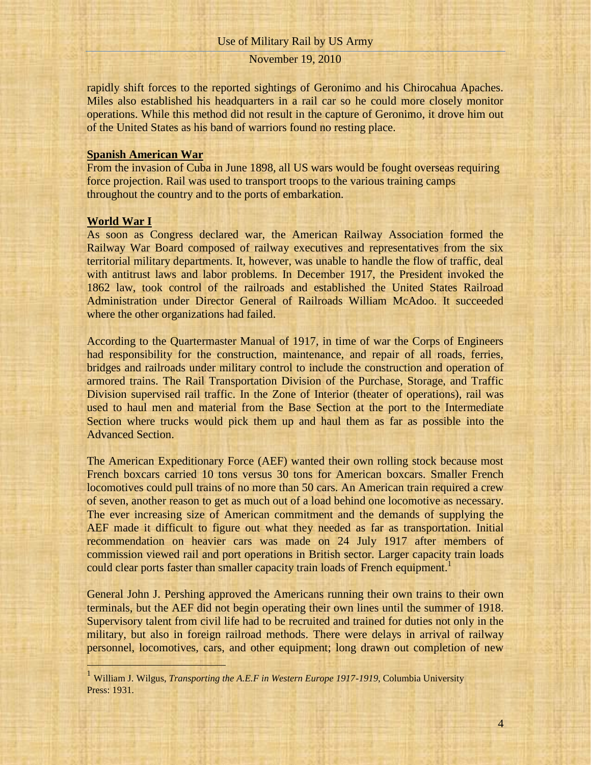rapidly shift forces to the reported sightings of Geronimo and his Chirocahua Apaches. Miles also established his headquarters in a rail car so he could more closely monitor operations. While this method did not result in the capture of Geronimo, it drove him out of the United States as his band of warriors found no resting place.

## Spanish American War

From the invasion of Cuba in June 1898, all US wars would be fought overseas requiring force projection. Rail was used to transport troops to the various training camps throughout the country and to the ports of embarkation.

## World War I

As soon as Congress declared war, the American Railway Association formed the Railway War Board composed of railway executives and representatives from the six territorial military departments. It, however, was unable to handle the flow of traffic, deal with antitrust laws and labor problems. In December 1917, the President invoked the 1862 law, took control of the railroads and established the United States Railroad Administration under Director General of Railroads William McAdoo. It succeeded where the other organizations had failed.

According to the Quartermaster Manual of 1917, in time of war the Corps of Engineers had responsibility for the construction, maintenance, and repair of all roads, ferries, bridges and railroads under military control to include the construction and operation of armored trains. The Rail Transportation Division of the Purchase, Storage, and Traffic Division supervised rail traffic. In the Zone of Interior (theater of operations), rail was used to haul men and material from the Base Section at the port to the Intermediate Section where trucks would pick them up and haul them as far as possible into the Advanced Section.

The American Expeditionary Force (AEF) wanted their own rolling stock because most French boxcars carried 10 tons versus 30 tons for American boxcars. Smaller French locomotives could pull trains of no more than 50 cars. An American train required a crew of seven, another reason to get as much out of a load behind one locomotive as necessary. The ever increasing size of American commitment and the demands of supplying the AEF made it difficult to figure out what they needed as far as transportation. Initial recommendation on heavier cars was made on 24 July 1917 after members of commission viewed rail and port operations in British sector. Larger capacity train loads could clear ports faster than smaller capacity train loads of French equipment.[1]

General John J. Pershing approved the Americans running their own trains to their own terminals, but the AEF did not begin operating their own lines until the summer of 1918. Supervisory talent from civil life had to be recruited and trained for duties not only in the military, but also in foreign railroad methods. There were delays in arrival of railway personnel, locomotives, cars, and other equipment; long drawn out completion of new

---

[1] William J. Wilgus, *Transporting the A.E.F in Western Europe 1917-1919*, Columbia University Press: 1931.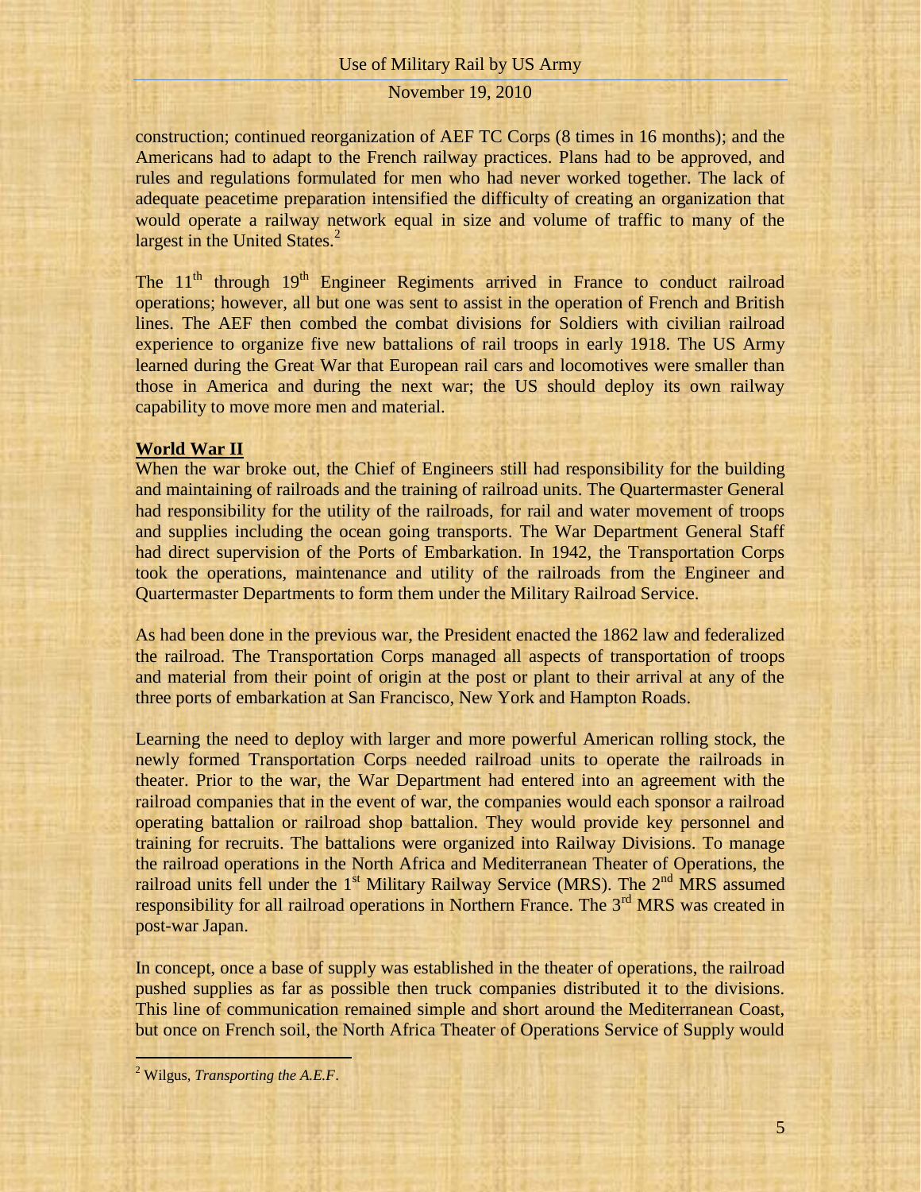construction; continued reorganization of AEF TC Corps (8 times in 16 months); and the Americans had to adapt to the French railway practices. Plans had to be approved, and rules and regulations formulated for men who had never worked together. The lack of adequate peacetime preparation intensified the difficulty of creating an organization that would operate a railway network equal in size and volume of traffic to many of the largest in the United States.[2]

The 11th through 19th Engineer Regiments arrived in France to conduct railroad operations; however, all but one was sent to assist in the operation of French and British lines. The AEF then combed the combat divisions for Soldiers with civilian railroad experience to organize five new battalions of rail troops in early 1918. The US Army learned during the Great War that European rail cars and locomotives were smaller than those in America and during the next war; the US should deploy its own railway capability to move more men and material.

**World War II**

When the war broke out, the Chief of Engineers still had responsibility for the building and maintaining of railroads and the training of railroad units. The Quartermaster General had responsibility for the utility of the railroads, for rail and water movement of troops and supplies including the ocean going transports. The War Department General Staff had direct supervision of the Ports of Embarkation. In 1942, the Transportation Corps took the operations, maintenance and utility of the railroads from the Engineer and Quartermaster Departments to form them under the Military Railroad Service.

As had been done in the previous war, the President enacted the 1862 law and federalized the railroad. The Transportation Corps managed all aspects of transportation of troops and material from their point of origin at the post or plant to their arrival at any of the three ports of embarkation at San Francisco, New York and Hampton Roads.

Learning the need to deploy with larger and more powerful American rolling stock, the newly formed Transportation Corps needed railroad units to operate the railroads in theater. Prior to the war, the War Department had entered into an agreement with the railroad companies that in the event of war, the companies would each sponsor a railroad operating battalion or railroad shop battalion. They would provide key personnel and training for recruits. The battalions were organized into Railway Divisions. To manage the railroad operations in the North Africa and Mediterranean Theater of Operations, the railroad units fell under the 1st Military Railway Service (MRS). The 2nd MRS assumed responsibility for all railroad operations in Northern France. The 3rd MRS was created in post-war Japan.

In concept, once a base of supply was established in the theater of operations, the railroad pushed supplies as far as possible then truck companies distributed it to the divisions. This line of communication remained simple and short around the Mediterranean Coast, but once on French soil, the North Africa Theater of Operations Service of Supply would

---

[2] Wilgus, *Transporting the A.E.F*.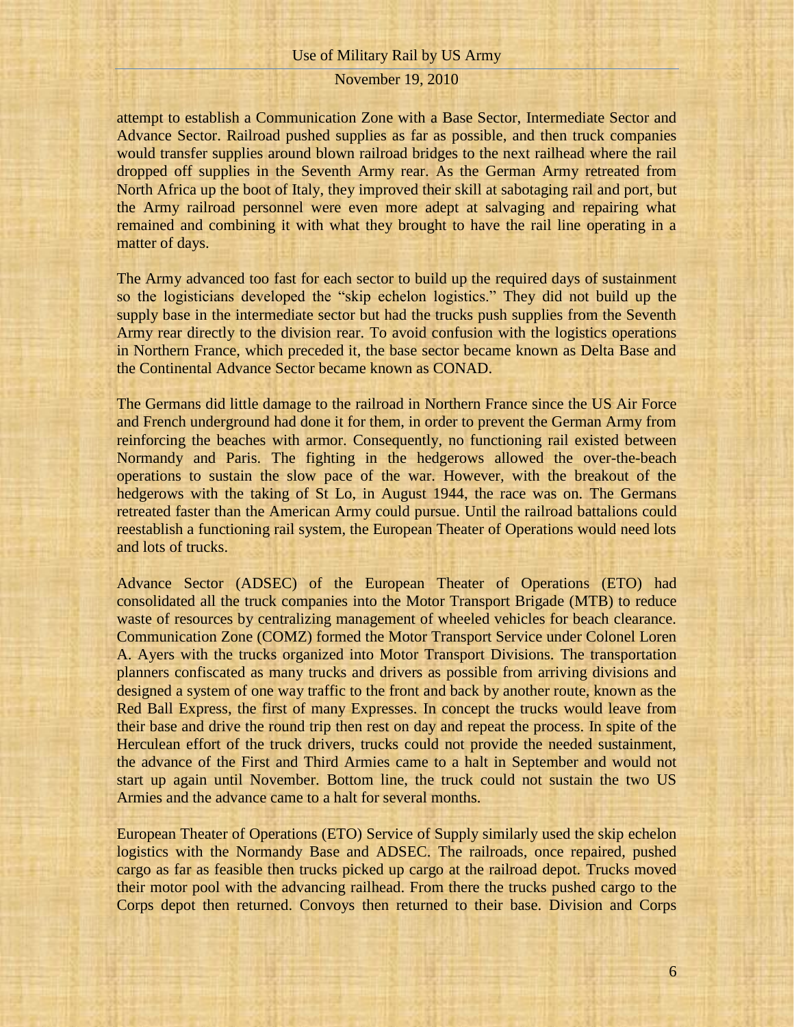attempt to establish a Communication Zone with a Base Sector, Intermediate Sector and Advance Sector. Railroad pushed supplies as far as possible, and then truck companies would transfer supplies around blown railroad bridges to the next railhead where the rail dropped off supplies in the Seventh Army rear. As the German Army retreated from North Africa up the boot of Italy, they improved their skill at sabotaging rail and port, but the Army railroad personnel were even more adept at salvaging and repairing what remained and combining it with what they brought to have the rail line operating in a matter of days.

The Army advanced too fast for each sector to build up the required days of sustainment so the logisticians developed the "skip echelon logistics." They did not build up the supply base in the intermediate sector but had the trucks push supplies from the Seventh Army rear directly to the division rear. To avoid confusion with the logistics operations in Northern France, which preceded it, the base sector became known as Delta Base and the Continental Advance Sector became known as CONAD.

The Germans did little damage to the railroad in Northern France since the US Air Force and French underground had done it for them, in order to prevent the German Army from reinforcing the beaches with armor. Consequently, no functioning rail existed between Normandy and Paris. The fighting in the hedgerows allowed the over-the-beach operations to sustain the slow pace of the war. However, with the breakout of the hedgerows with the taking of St Lo, in August 1944, the race was on. The Germans retreated faster than the American Army could pursue. Until the railroad battalions could reestablish a functioning rail system, the European Theater of Operations would need lots and lots of trucks.

Advance Sector (ADSEC) of the European Theater of Operations (ETO) had consolidated all the truck companies into the Motor Transport Brigade (MTB) to reduce waste of resources by centralizing management of wheeled vehicles for beach clearance. Communication Zone (COMZ) formed the Motor Transport Service under Colonel Loren A. Ayers with the trucks organized into Motor Transport Divisions. The transportation planners confiscated as many trucks and drivers as possible from arriving divisions and designed a system of one way traffic to the front and back by another route, known as the Red Ball Express, the first of many Expresses. In concept the trucks would leave from their base and drive the round trip then rest on day and repeat the process. In spite of the Herculean effort of the truck drivers, trucks could not provide the needed sustainment, the advance of the First and Third Armies came to a halt in September and would not start up again until November. Bottom line, the truck could not sustain the two US Armies and the advance came to a halt for several months.

European Theater of Operations (ETO) Service of Supply similarly used the skip echelon logistics with the Normandy Base and ADSEC. The railroads, once repaired, pushed cargo as far as feasible then trucks picked up cargo at the railroad depot. Trucks moved their motor pool with the advancing railhead. From there the trucks pushed cargo to the Corps depot then returned. Convoys then returned to their base. Division and Corps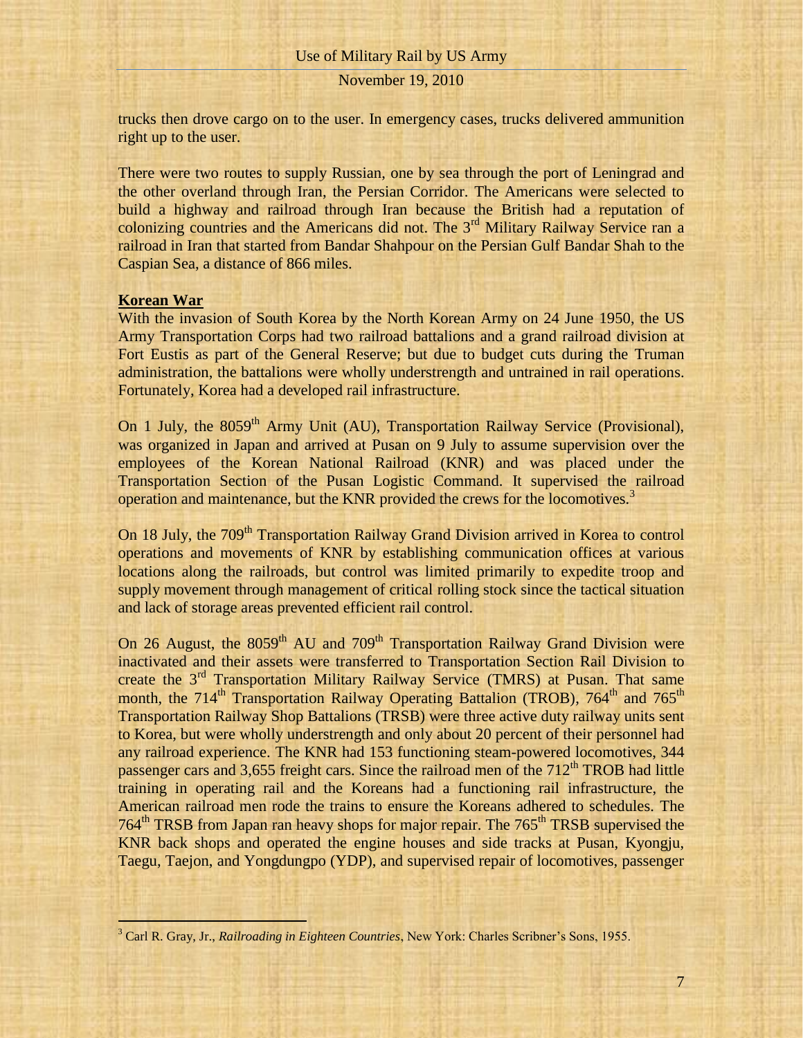trucks then drove cargo on to the user. In emergency cases, trucks delivered ammunition right up to the user.

There were two routes to supply Russian, one by sea through the port of Leningrad and the other overland through Iran, the Persian Corridor. The Americans were selected to build a highway and railroad through Iran because the British had a reputation of colonizing countries and the Americans did not. The 3rd Military Railway Service ran a railroad in Iran that started from Bandar Shahpour on the Persian Gulf Bandar Shah to the Caspian Sea, a distance of 866 miles.

**Korean War**

With the invasion of South Korea by the North Korean Army on 24 June 1950, the US Army Transportation Corps had two railroad battalions and a grand railroad division at Fort Eustis as part of the General Reserve; but due to budget cuts during the Truman administration, the battalions were wholly understrength and untrained in rail operations. Fortunately, Korea had a developed rail infrastructure.

On 1 July, the 8059th Army Unit (AU), Transportation Railway Service (Provisional), was organized in Japan and arrived at Pusan on 9 July to assume supervision over the employees of the Korean National Railroad (KNR) and was placed under the Transportation Section of the Pusan Logistic Command. It supervised the railroad operation and maintenance, but the KNR provided the crews for the locomotives.[3]

On 18 July, the 709th Transportation Railway Grand Division arrived in Korea to control operations and movements of KNR by establishing communication offices at various locations along the railroads, but control was limited primarily to expedite troop and supply movement through management of critical rolling stock since the tactical situation and lack of storage areas prevented efficient rail control.

On 26 August, the 8059th AU and 709th Transportation Railway Grand Division were inactivated and their assets were transferred to Transportation Section Rail Division to create the 3rd Transportation Military Railway Service (TMRS) at Pusan. That same month, the 714th Transportation Railway Operating Battalion (TROB), 764th and 765th Transportation Railway Shop Battalions (TRSB) were three active duty railway units sent to Korea, but were wholly understrength and only about 20 percent of their personnel had any railroad experience. The KNR had 153 functioning steam-powered locomotives, 344 passenger cars and 3,655 freight cars. Since the railroad men of the 712th TROB had little training in operating rail and the Koreans had a functioning rail infrastructure, the American railroad men rode the trains to ensure the Koreans adhered to schedules. The 764th TRSB from Japan ran heavy shops for major repair. The 765th TRSB supervised the KNR back shops and operated the engine houses and side tracks at Pusan, Kyongju, Taegu, Taejon, and Yongdungpo (YDP), and supervised repair of locomotives, passenger

[3] Carl R. Gray, Jr., *Railroading in Eighteen Countries*, New York: Charles Scribner's Sons, 1955.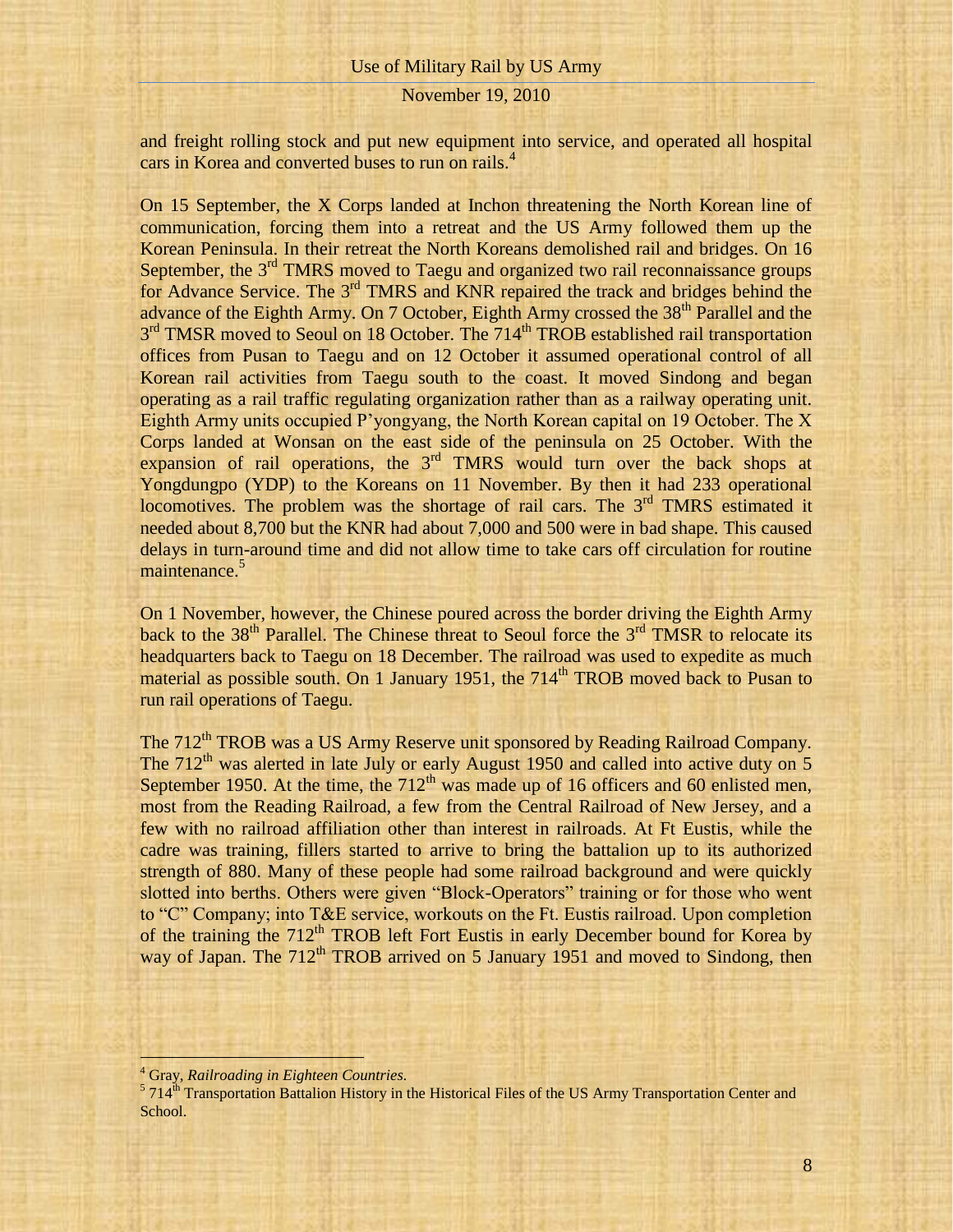and freight rolling stock and put new equipment into service, and operated all hospital cars in Korea and converted buses to run on rails.[4]

On 15 September, the X Corps landed at Inchon threatening the North Korean line of communication, forcing them into a retreat and the US Army followed them up the Korean Peninsula. In their retreat the North Koreans demolished rail and bridges. On 16 September, the 3rd TMRS moved to Taegu and organized two rail reconnaissance groups for Advance Service. The 3rd TMRS and KNR repaired the track and bridges behind the advance of the Eighth Army. On 7 October, Eighth Army crossed the 38th Parallel and the 3rd TMSR moved to Seoul on 18 October. The 714th TROB established rail transportation offices from Pusan to Taegu and on 12 October it assumed operational control of all Korean rail activities from Taegu south to the coast. It moved Sindong and began operating as a rail traffic regulating organization rather than as a railway operating unit. Eighth Army units occupied P'yongyang, the North Korean capital on 19 October. The X Corps landed at Wonsan on the east side of the peninsula on 25 October. With the expansion of rail operations, the 3rd TMRS would turn over the back shops at Yongdungpo (YDP) to the Koreans on 11 November. By then it had 233 operational locomotives. The problem was the shortage of rail cars. The 3rd TMRS estimated it needed about 8,700 but the KNR had about 7,000 and 500 were in bad shape. This caused delays in turn-around time and did not allow time to take cars off circulation for routine maintenance.[5]

On 1 November, however, the Chinese poured across the border driving the Eighth Army back to the 38th Parallel. The Chinese threat to Seoul force the 3rd TMSR to relocate its headquarters back to Taegu on 18 December. The railroad was used to expedite as much material as possible south. On 1 January 1951, the 714th TROB moved back to Pusan to run rail operations of Taegu.

The 712th TROB was a US Army Reserve unit sponsored by Reading Railroad Company. The 712th was alerted in late July or early August 1950 and called into active duty on 5 September 1950. At the time, the 712th was made up of 16 officers and 60 enlisted men, most from the Reading Railroad, a few from the Central Railroad of New Jersey, and a few with no railroad affiliation other than interest in railroads. At Ft Eustis, while the cadre was training, fillers started to arrive to bring the battalion up to its authorized strength of 880. Many of these people had some railroad background and were quickly slotted into berths. Others were given "Block-Operators" training or for those who went to "C" Company; into T&E service, workouts on the Ft. Eustis railroad. Upon completion of the training the 712th TROB left Fort Eustis in early December bound for Korea by way of Japan. The 712th TROB arrived on 5 January 1951 and moved to Sindong, then

---

[4] Gray, *Railroading in Eighteen Countries.*

[5] 714th Transportation Battalion History in the Historical Files of the US Army Transportation Center and School.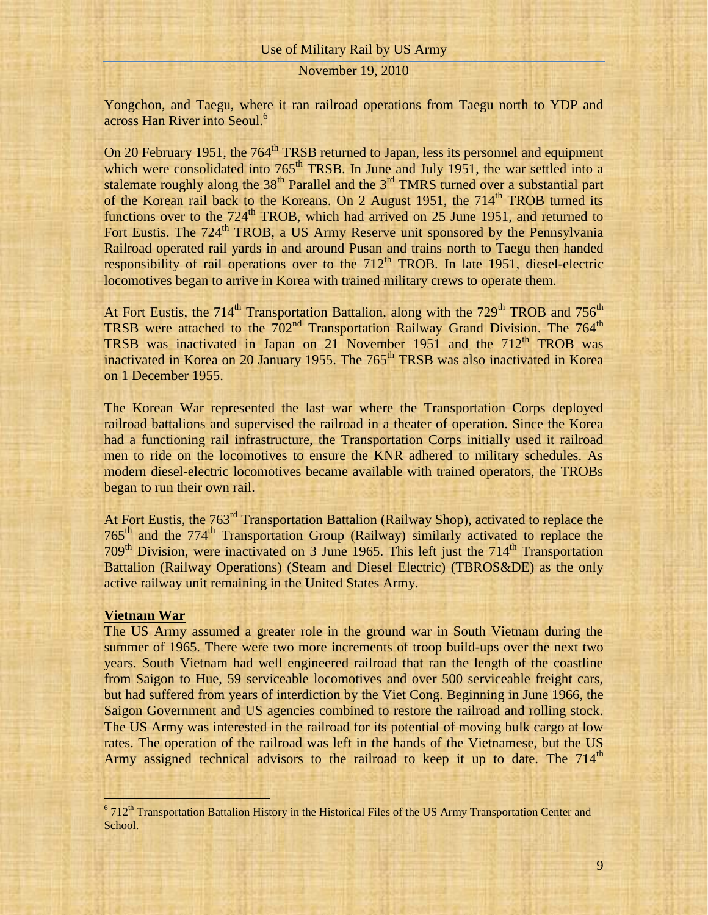Yongchon, and Taegu, where it ran railroad operations from Taegu north to YDP and across Han River into Seoul.[6]

On 20 February 1951, the 764th TRSB returned to Japan, less its personnel and equipment which were consolidated into 765th TRSB. In June and July 1951, the war settled into a stalemate roughly along the 38th Parallel and the 3rd TMRS turned over a substantial part of the Korean rail back to the Koreans. On 2 August 1951, the 714th TROB turned its functions over to the 724th TROB, which had arrived on 25 June 1951, and returned to Fort Eustis. The 724th TROB, a US Army Reserve unit sponsored by the Pennsylvania Railroad operated rail yards in and around Pusan and trains north to Taegu then handed responsibility of rail operations over to the 712th TROB. In late 1951, diesel-electric locomotives began to arrive in Korea with trained military crews to operate them.

At Fort Eustis, the 714th Transportation Battalion, along with the 729th TROB and 756th TRSB were attached to the 702nd Transportation Railway Grand Division. The 764th TRSB was inactivated in Japan on 21 November 1951 and the 712th TROB was inactivated in Korea on 20 January 1955. The 765th TRSB was also inactivated in Korea on 1 December 1955.

The Korean War represented the last war where the Transportation Corps deployed railroad battalions and supervised the railroad in a theater of operation. Since the Korea had a functioning rail infrastructure, the Transportation Corps initially used it railroad men to ride on the locomotives to ensure the KNR adhered to military schedules. As modern diesel-electric locomotives became available with trained operators, the TROBs began to run their own rail.

At Fort Eustis, the 763rd Transportation Battalion (Railway Shop), activated to replace the 765th and the 774th Transportation Group (Railway) similarly activated to replace the 709th Division, were inactivated on 3 June 1965. This left just the 714th Transportation Battalion (Railway Operations) (Steam and Diesel Electric) (TBROS&DE) as the only active railway unit remaining in the United States Army.

## Vietnam War

The US Army assumed a greater role in the ground war in South Vietnam during the summer of 1965. There were two more increments of troop build-ups over the next two years. South Vietnam had well engineered railroad that ran the length of the coastline from Saigon to Hue, 59 serviceable locomotives and over 500 serviceable freight cars, but had suffered from years of interdiction by the Viet Cong. Beginning in June 1966, the Saigon Government and US agencies combined to restore the railroad and rolling stock. The US Army was interested in the railroad for its potential of moving bulk cargo at low rates. The operation of the railroad was left in the hands of the Vietnamese, but the US Army assigned technical advisors to the railroad to keep it up to date. The 714th

---

[6] 712th Transportation Battalion History in the Historical Files of the US Army Transportation Center and School.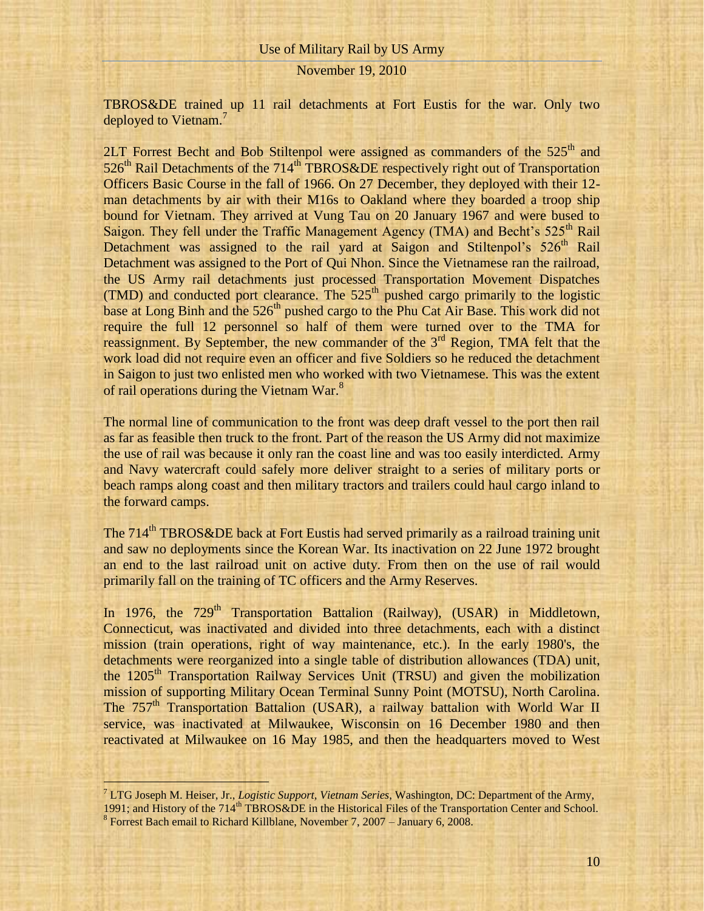TBROS&DE trained up 11 rail detachments at Fort Eustis for the war. Only two deployed to Vietnam.[7]

2LT Forrest Becht and Bob Stiltenpol were assigned as commanders of the 525th and 526th Rail Detachments of the 714th TBROS&DE respectively right out of Transportation Officers Basic Course in the fall of 1966. On 27 December, they deployed with their 12-man detachments by air with their M16s to Oakland where they boarded a troop ship bound for Vietnam. They arrived at Vung Tau on 20 January 1967 and were bused to Saigon. They fell under the Traffic Management Agency (TMA) and Becht's 525th Rail Detachment was assigned to the rail yard at Saigon and Stiltenpol's 526th Rail Detachment was assigned to the Port of Qui Nhon. Since the Vietnamese ran the railroad, the US Army rail detachments just processed Transportation Movement Dispatches (TMD) and conducted port clearance. The 525th pushed cargo primarily to the logistic base at Long Binh and the 526th pushed cargo to the Phu Cat Air Base. This work did not require the full 12 personnel so half of them were turned over to the TMA for reassignment. By September, the new commander of the 3rd Region, TMA felt that the work load did not require even an officer and five Soldiers so he reduced the detachment in Saigon to just two enlisted men who worked with two Vietnamese. This was the extent of rail operations during the Vietnam War.[8]

The normal line of communication to the front was deep draft vessel to the port then rail as far as feasible then truck to the front. Part of the reason the US Army did not maximize the use of rail was because it only ran the coast line and was too easily interdicted. Army and Navy watercraft could safely more deliver straight to a series of military ports or beach ramps along coast and then military tractors and trailers could haul cargo inland to the forward camps.

The 714th TBROS&DE back at Fort Eustis had served primarily as a railroad training unit and saw no deployments since the Korean War. Its inactivation on 22 June 1972 brought an end to the last railroad unit on active duty. From then on the use of rail would primarily fall on the training of TC officers and the Army Reserves.

In 1976, the 729th Transportation Battalion (Railway), (USAR) in Middletown, Connecticut, was inactivated and divided into three detachments, each with a distinct mission (train operations, right of way maintenance, etc.). In the early 1980's, the detachments were reorganized into a single table of distribution allowances (TDA) unit, the 1205th Transportation Railway Services Unit (TRSU) and given the mobilization mission of supporting Military Ocean Terminal Sunny Point (MOTSU), North Carolina. The 757th Transportation Battalion (USAR), a railway battalion with World War II service, was inactivated at Milwaukee, Wisconsin on 16 December 1980 and then reactivated at Milwaukee on 16 May 1985, and then the headquarters moved to West

---

[7] LTG Joseph M. Heiser, Jr., *Logistic Support, Vietnam Series*, Washington, DC: Department of the Army, 1991; and History of the 714th TBROS&DE in the Historical Files of the Transportation Center and School.

[8] Forrest Bach email to Richard Killblane, November 7, 2007 – January 6, 2008.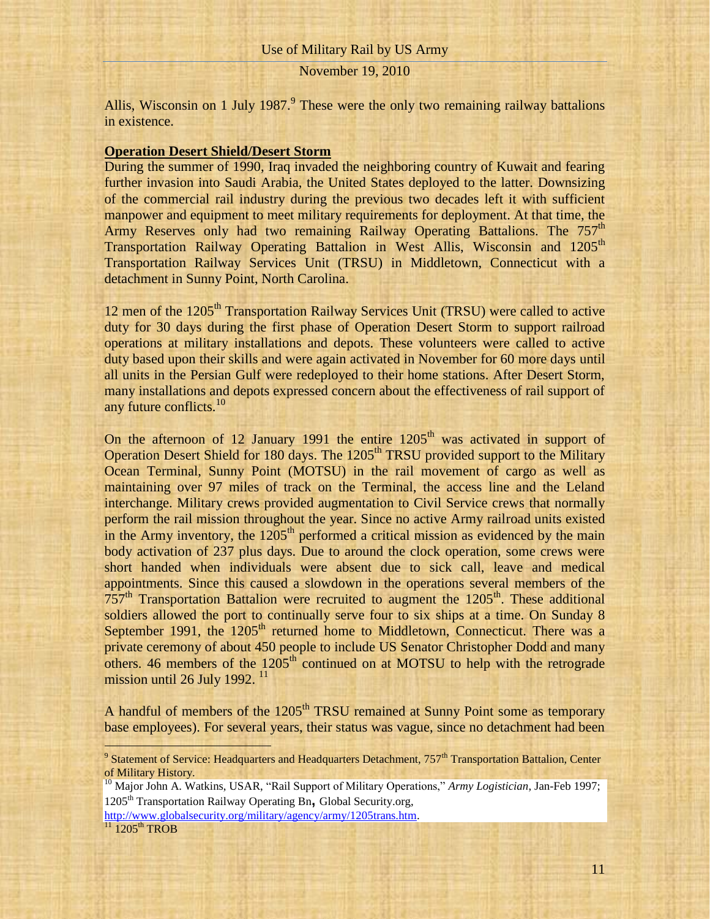Allis, Wisconsin on 1 July 1987.[9] These were the only two remaining railway battalions in existence.

**Operation Desert Shield/Desert Storm**

During the summer of 1990, Iraq invaded the neighboring country of Kuwait and fearing further invasion into Saudi Arabia, the United States deployed to the latter. Downsizing of the commercial rail industry during the previous two decades left it with sufficient manpower and equipment to meet military requirements for deployment. At that time, the Army Reserves only had two remaining Railway Operating Battalions. The 757th Transportation Railway Operating Battalion in West Allis, Wisconsin and 1205th Transportation Railway Services Unit (TRSU) in Middletown, Connecticut with a detachment in Sunny Point, North Carolina.

12 men of the 1205th Transportation Railway Services Unit (TRSU) were called to active duty for 30 days during the first phase of Operation Desert Storm to support railroad operations at military installations and depots. These volunteers were called to active duty based upon their skills and were again activated in November for 60 more days until all units in the Persian Gulf were redeployed to their home stations. After Desert Storm, many installations and depots expressed concern about the effectiveness of rail support of any future conflicts.[10]

On the afternoon of 12 January 1991 the entire 1205th was activated in support of Operation Desert Shield for 180 days. The 1205th TRSU provided support to the Military Ocean Terminal, Sunny Point (MOTSU) in the rail movement of cargo as well as maintaining over 97 miles of track on the Terminal, the access line and the Leland interchange. Military crews provided augmentation to Civil Service crews that normally perform the rail mission throughout the year. Since no active Army railroad units existed in the Army inventory, the 1205th performed a critical mission as evidenced by the main body activation of 237 plus days. Due to around the clock operation, some crews were short handed when individuals were absent due to sick call, leave and medical appointments. Since this caused a slowdown in the operations several members of the 757th Transportation Battalion were recruited to augment the 1205th. These additional soldiers allowed the port to continually serve four to six ships at a time. On Sunday 8 September 1991, the 1205th returned home to Middletown, Connecticut. There was a private ceremony of about 450 people to include US Senator Christopher Dodd and many others. 46 members of the 1205th continued on at MOTSU to help with the retrograde mission until 26 July 1992. [11]

A handful of members of the 1205th TRSU remained at Sunny Point some as temporary base employees). For several years, their status was vague, since no detachment had been

---

[9] Statement of Service: Headquarters and Headquarters Detachment, 757th Transportation Battalion, Center of Military History.

[10] Major John A. Watkins, USAR, "Rail Support of Military Operations," *Army Logistician*, Jan-Feb 1997; 1205th Transportation Railway Operating Bn, Global Security.org, http://www.globalsecurity.org/military/agency/army/1205trans.htm.

[11] 1205th TROB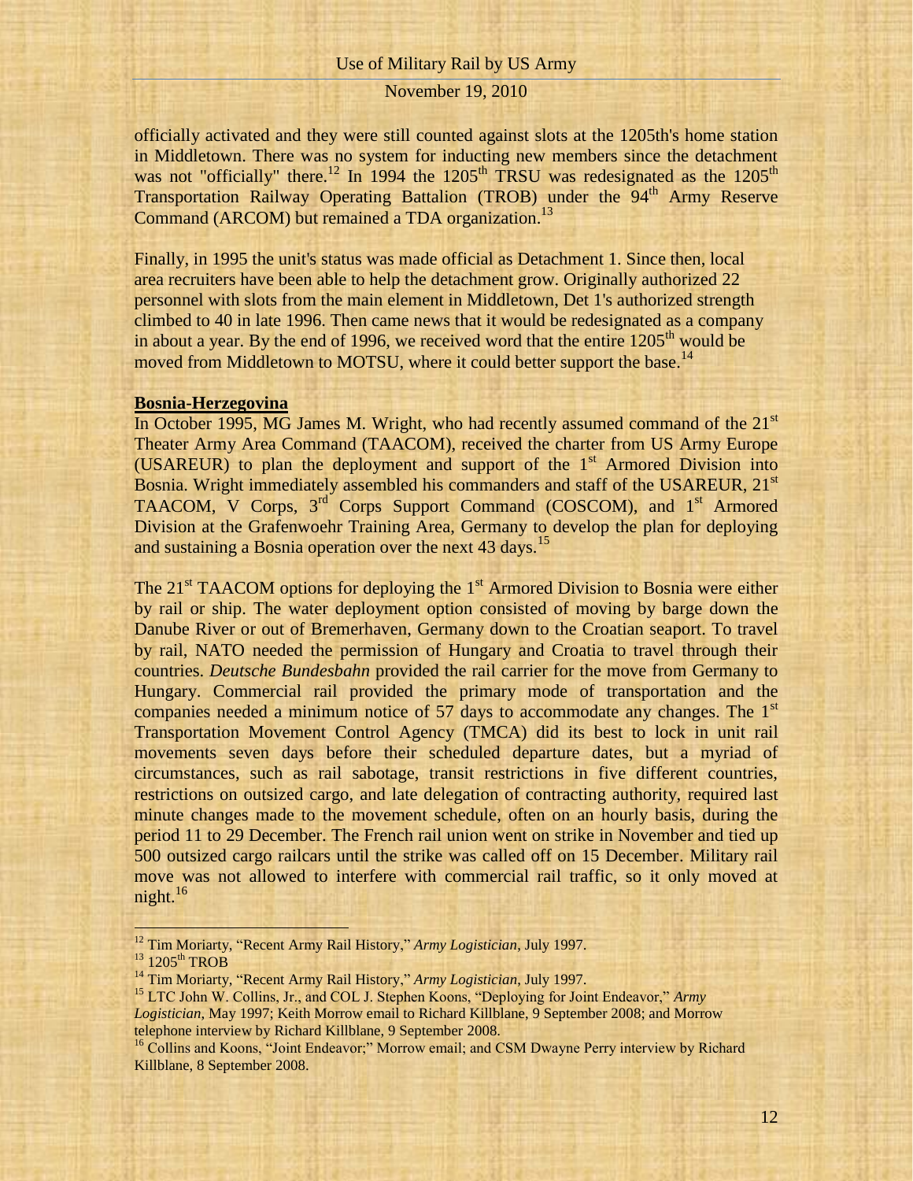officially activated and they were still counted against slots at the 1205th's home station in Middletown. There was no system for inducting new members since the detachment was not "officially" there.[12] In 1994 the 1205th TRSU was redesignated as the 1205th Transportation Railway Operating Battalion (TROB) under the 94th Army Reserve Command (ARCOM) but remained a TDA organization.[13]

Finally, in 1995 the unit's status was made official as Detachment 1. Since then, local area recruiters have been able to help the detachment grow. Originally authorized 22 personnel with slots from the main element in Middletown, Det 1's authorized strength climbed to 40 in late 1996. Then came news that it would be redesignated as a company in about a year. By the end of 1996, we received word that the entire 1205th would be moved from Middletown to MOTSU, where it could better support the base.[14]

## Bosnia-Herzegovina

In October 1995, MG James M. Wright, who had recently assumed command of the 21st Theater Army Area Command (TAACOM), received the charter from US Army Europe (USAREUR) to plan the deployment and support of the 1st Armored Division into Bosnia. Wright immediately assembled his commanders and staff of the USAREUR, 21st TAACOM, V Corps, 3rd Corps Support Command (COSCOM), and 1st Armored Division at the Grafenwoehr Training Area, Germany to develop the plan for deploying and sustaining a Bosnia operation over the next 43 days.[15]

The 21st TAACOM options for deploying the 1st Armored Division to Bosnia were either by rail or ship. The water deployment option consisted of moving by barge down the Danube River or out of Bremerhaven, Germany down to the Croatian seaport. To travel by rail, NATO needed the permission of Hungary and Croatia to travel through their countries. *Deutsche Bundesbahn* provided the rail carrier for the move from Germany to Hungary. Commercial rail provided the primary mode of transportation and the companies needed a minimum notice of 57 days to accommodate any changes. The 1st Transportation Movement Control Agency (TMCA) did its best to lock in unit rail movements seven days before their scheduled departure dates, but a myriad of circumstances, such as rail sabotage, transit restrictions in five different countries, restrictions on outsized cargo, and late delegation of contracting authority, required last minute changes made to the movement schedule, often on an hourly basis, during the period 11 to 29 December. The French rail union went on strike in November and tied up 500 outsized cargo railcars until the strike was called off on 15 December. Military rail move was not allowed to interfere with commercial rail traffic, so it only moved at night.[16]

---

[12] Tim Moriarty, "Recent Army Rail History," *Army Logistician*, July 1997.

[13] 1205th TROB

[14] Tim Moriarty, "Recent Army Rail History," *Army Logistician*, July 1997.

[15] LTC John W. Collins, Jr., and COL J. Stephen Koons, "Deploying for Joint Endeavor," *Army Logistician*, May 1997; Keith Morrow email to Richard Killblane, 9 September 2008; and Morrow telephone interview by Richard Killblane, 9 September 2008.

[16] Collins and Koons, "Joint Endeavor;" Morrow email; and CSM Dwayne Perry interview by Richard Killblane, 8 September 2008.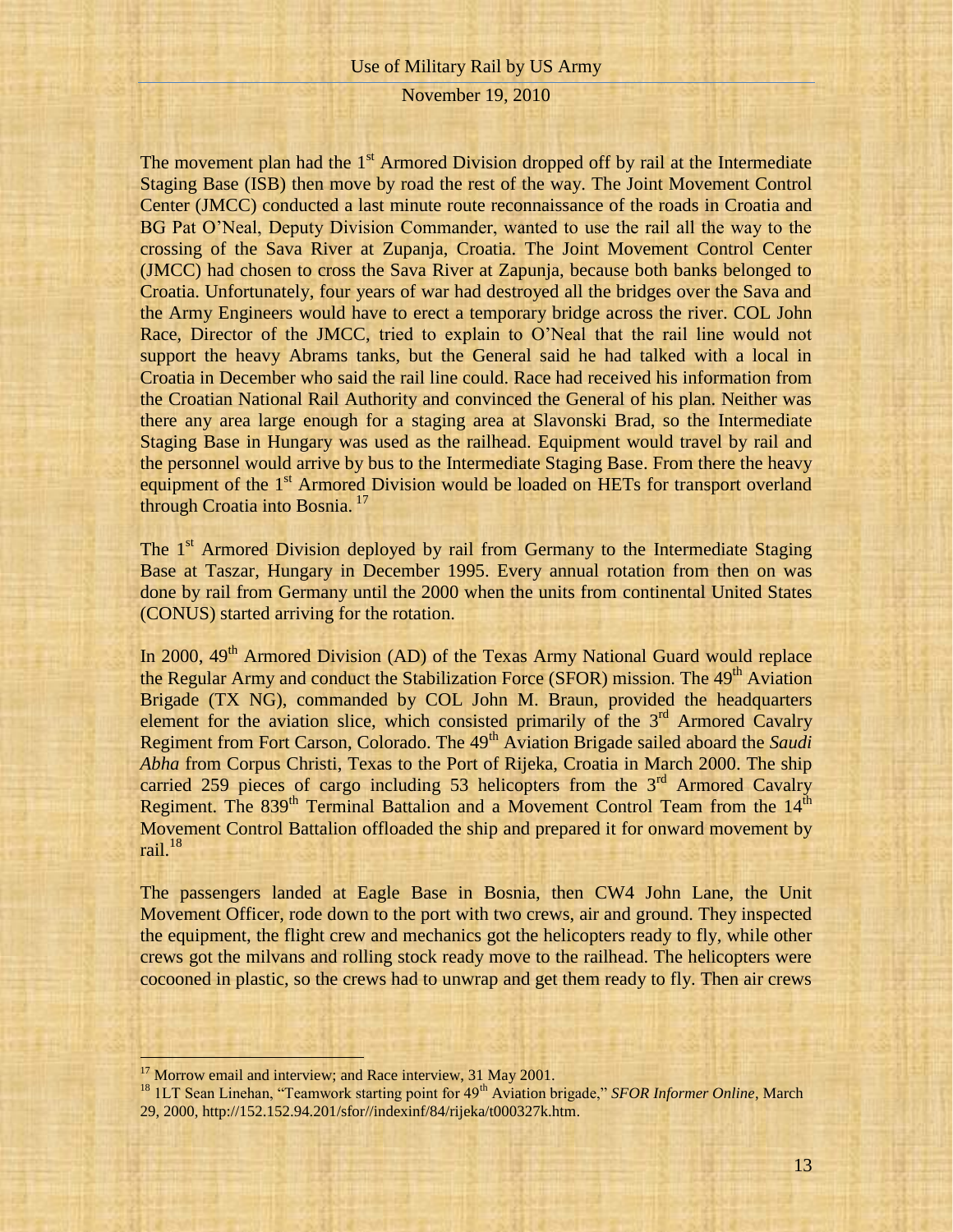The movement plan had the 1st Armored Division dropped off by rail at the Intermediate Staging Base (ISB) then move by road the rest of the way. The Joint Movement Control Center (JMCC) conducted a last minute route reconnaissance of the roads in Croatia and BG Pat O'Neal, Deputy Division Commander, wanted to use the rail all the way to the crossing of the Sava River at Zupanja, Croatia. The Joint Movement Control Center (JMCC) had chosen to cross the Sava River at Zapunja, because both banks belonged to Croatia. Unfortunately, four years of war had destroyed all the bridges over the Sava and the Army Engineers would have to erect a temporary bridge across the river. COL John Race, Director of the JMCC, tried to explain to O'Neal that the rail line would not support the heavy Abrams tanks, but the General said he had talked with a local in Croatia in December who said the rail line could. Race had received his information from the Croatian National Rail Authority and convinced the General of his plan. Neither was there any area large enough for a staging area at Slavonski Brad, so the Intermediate Staging Base in Hungary was used as the railhead. Equipment would travel by rail and the personnel would arrive by bus to the Intermediate Staging Base. From there the heavy equipment of the 1st Armored Division would be loaded on HETs for transport overland through Croatia into Bosnia. [17]

The 1st Armored Division deployed by rail from Germany to the Intermediate Staging Base at Taszar, Hungary in December 1995. Every annual rotation from then on was done by rail from Germany until the 2000 when the units from continental United States (CONUS) started arriving for the rotation.

In 2000, 49th Armored Division (AD) of the Texas Army National Guard would replace the Regular Army and conduct the Stabilization Force (SFOR) mission. The 49th Aviation Brigade (TX NG), commanded by COL John M. Braun, provided the headquarters element for the aviation slice, which consisted primarily of the 3rd Armored Cavalry Regiment from Fort Carson, Colorado. The 49th Aviation Brigade sailed aboard the *Saudi Abha* from Corpus Christi, Texas to the Port of Rijeka, Croatia in March 2000. The ship carried 259 pieces of cargo including 53 helicopters from the 3rd Armored Cavalry Regiment. The 839th Terminal Battalion and a Movement Control Team from the 14th Movement Control Battalion offloaded the ship and prepared it for onward movement by rail.[18]

The passengers landed at Eagle Base in Bosnia, then CW4 John Lane, the Unit Movement Officer, rode down to the port with two crews, air and ground. They inspected the equipment, the flight crew and mechanics got the helicopters ready to fly, while other crews got the milvans and rolling stock ready move to the railhead. The helicopters were cocooned in plastic, so the crews had to unwrap and get them ready to fly. Then air crews

---

[17] Morrow email and interview; and Race interview, 31 May 2001.

[18] 1LT Sean Linehan, "Teamwork starting point for 49th Aviation brigade," *SFOR Informer Online*, March 29, 2000, http://152.152.94.201/sfor//indexinf/84/rijeka/t000327k.htm.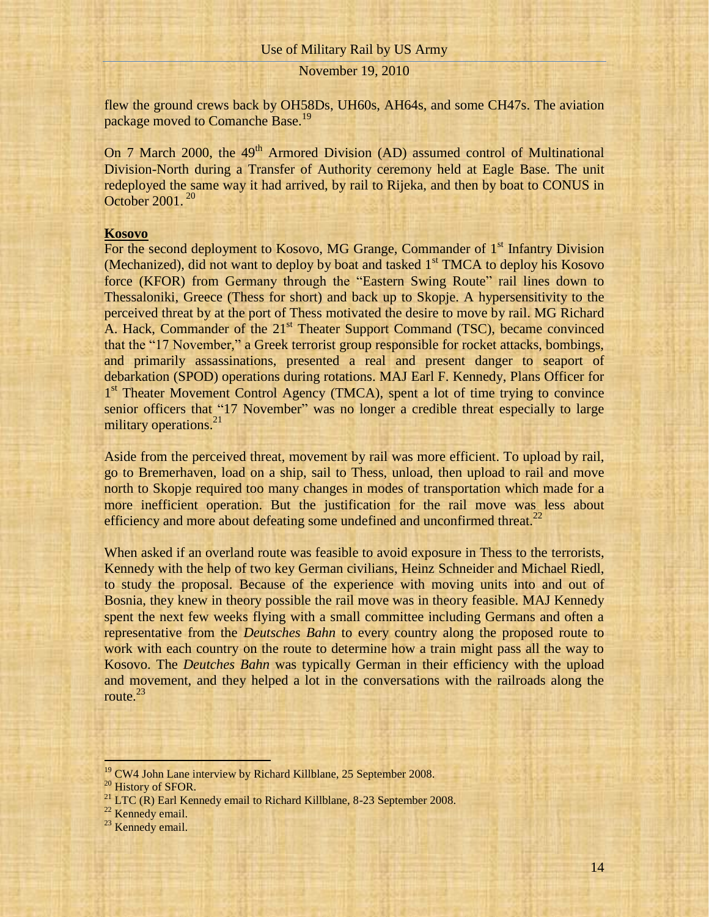flew the ground crews back by OH58Ds, UH60s, AH64s, and some CH47s. The aviation package moved to Comanche Base.[19]

On 7 March 2000, the 49th Armored Division (AD) assumed control of Multinational Division-North during a Transfer of Authority ceremony held at Eagle Base. The unit redeployed the same way it had arrived, by rail to Rijeka, and then by boat to CONUS in October 2001.[20]

**Kosovo**

For the second deployment to Kosovo, MG Grange, Commander of 1st Infantry Division (Mechanized), did not want to deploy by boat and tasked 1st TMCA to deploy his Kosovo force (KFOR) from Germany through the "Eastern Swing Route" rail lines down to Thessaloniki, Greece (Thess for short) and back up to Skopje. A hypersensitivity to the perceived threat by at the port of Thess motivated the desire to move by rail. MG Richard A. Hack, Commander of the 21st Theater Support Command (TSC), became convinced that the "17 November," a Greek terrorist group responsible for rocket attacks, bombings, and primarily assassinations, presented a real and present danger to seaport of debarkation (SPOD) operations during rotations. MAJ Earl F. Kennedy, Plans Officer for 1st Theater Movement Control Agency (TMCA), spent a lot of time trying to convince senior officers that "17 November" was no longer a credible threat especially to large military operations.[21]

Aside from the perceived threat, movement by rail was more efficient. To upload by rail, go to Bremerhaven, load on a ship, sail to Thess, unload, then upload to rail and move north to Skopje required too many changes in modes of transportation which made for a more inefficient operation. But the justification for the rail move was less about efficiency and more about defeating some undefined and unconfirmed threat.[22]

When asked if an overland route was feasible to avoid exposure in Thess to the terrorists, Kennedy with the help of two key German civilians, Heinz Schneider and Michael Riedl, to study the proposal. Because of the experience with moving units into and out of Bosnia, they knew in theory possible the rail move was in theory feasible. MAJ Kennedy spent the next few weeks flying with a small committee including Germans and often a representative from the *Deutsches Bahn* to every country along the proposed route to work with each country on the route to determine how a train might pass all the way to Kosovo. The *Deutches Bahn* was typically German in their efficiency with the upload and movement, and they helped a lot in the conversations with the railroads along the route.[23]

---

[19] CW4 John Lane interview by Richard Killblane, 25 September 2008.
[20] History of SFOR.
[21] LTC (R) Earl Kennedy email to Richard Killblane, 8-23 September 2008.
[22] Kennedy email.
[23] Kennedy email.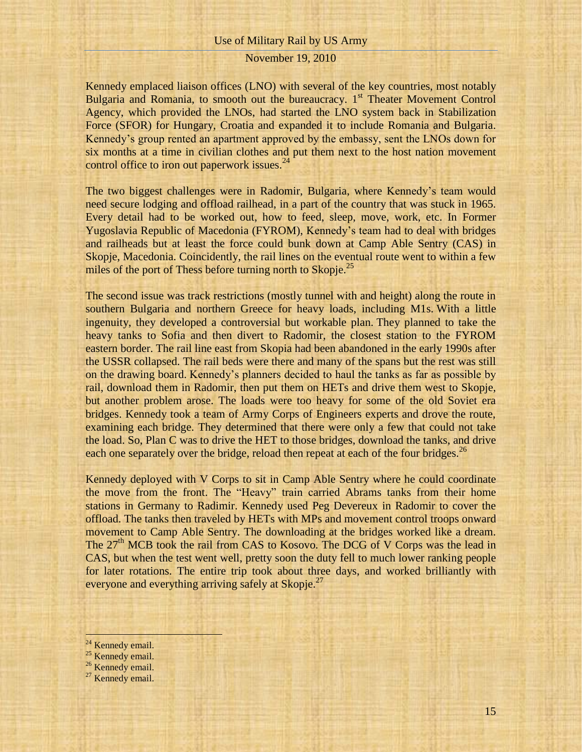Kennedy emplaced liaison offices (LNO) with several of the key countries, most notably Bulgaria and Romania, to smooth out the bureaucracy. 1st Theater Movement Control Agency, which provided the LNOs, had started the LNO system back in Stabilization Force (SFOR) for Hungary, Croatia and expanded it to include Romania and Bulgaria. Kennedy's group rented an apartment approved by the embassy, sent the LNOs down for six months at a time in civilian clothes and put them next to the host nation movement control office to iron out paperwork issues.[24]

The two biggest challenges were in Radomir, Bulgaria, where Kennedy's team would need secure lodging and offload railhead, in a part of the country that was stuck in 1965. Every detail had to be worked out, how to feed, sleep, move, work, etc. In Former Yugoslavia Republic of Macedonia (FYROM), Kennedy's team had to deal with bridges and railheads but at least the force could bunk down at Camp Able Sentry (CAS) in Skopje, Macedonia. Coincidently, the rail lines on the eventual route went to within a few miles of the port of Thess before turning north to Skopje.[25]

The second issue was track restrictions (mostly tunnel with and height) along the route in southern Bulgaria and northern Greece for heavy loads, including M1s. With a little ingenuity, they developed a controversial but workable plan. They planned to take the heavy tanks to Sofia and then divert to Radomir, the closest station to the FYROM eastern border. The rail line east from Skopia had been abandoned in the early 1990s after the USSR collapsed. The rail beds were there and many of the spans but the rest was still on the drawing board. Kennedy's planners decided to haul the tanks as far as possible by rail, download them in Radomir, then put them on HETs and drive them west to Skopje, but another problem arose. The loads were too heavy for some of the old Soviet era bridges. Kennedy took a team of Army Corps of Engineers experts and drove the route, examining each bridge. They determined that there were only a few that could not take the load. So, Plan C was to drive the HET to those bridges, download the tanks, and drive each one separately over the bridge, reload then repeat at each of the four bridges.[26]

Kennedy deployed with V Corps to sit in Camp Able Sentry where he could coordinate the move from the front. The "Heavy" train carried Abrams tanks from their home stations in Germany to Radimir. Kennedy used Peg Devereux in Radomir to cover the offload. The tanks then traveled by HETs with MPs and movement control troops onward movement to Camp Able Sentry. The downloading at the bridges worked like a dream. The 27th MCB took the rail from CAS to Kosovo. The DCG of V Corps was the lead in CAS, but when the test went well, pretty soon the duty fell to much lower ranking people for later rotations. The entire trip took about three days, and worked brilliantly with everyone and everything arriving safely at Skopje.[27]

---

[24] Kennedy email.
[25] Kennedy email.
[26] Kennedy email.
[27] Kennedy email.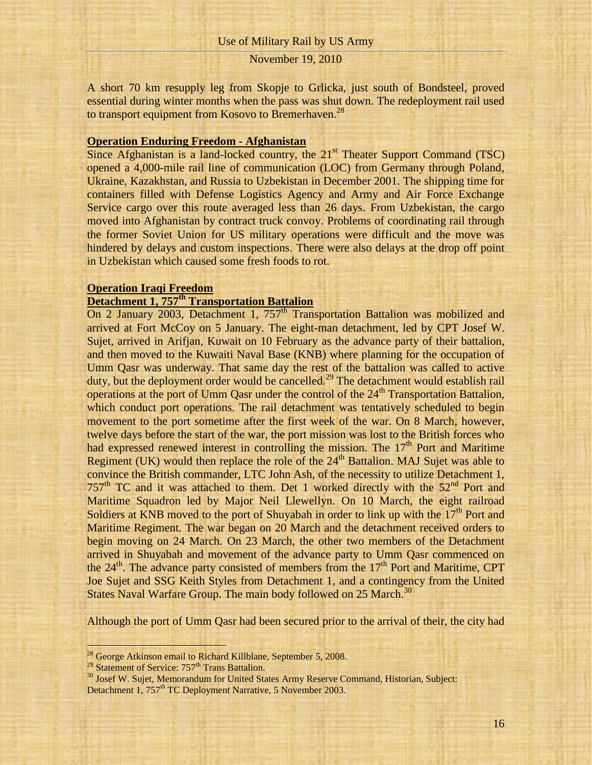A short 70 km resupply leg from Skopje to Grlicka, just south of Bondsteel, proved essential during winter months when the pass was shut down. The redeployment rail used to transport equipment from Kosovo to Bremerhaven.[28]

## Operation Enduring Freedom - Afghanistan

Since Afghanistan is a land-locked country, the 21st Theater Support Command (TSC) opened a 4,000-mile rail line of communication (LOC) from Germany through Poland, Ukraine, Kazakhstan, and Russia to Uzbekistan in December 2001. The shipping time for containers filled with Defense Logistics Agency and Army and Air Force Exchange Service cargo over this route averaged less than 26 days. From Uzbekistan, the cargo moved into Afghanistan by contract truck convoy. Problems of coordinating rail through the former Soviet Union for US military operations were difficult and the move was hindered by delays and custom inspections. There were also delays at the drop off point in Uzbekistan which caused some fresh foods to rot.

## Operation Iraqi Freedom

### Detachment 1, 757th Transportation Battalion

On 2 January 2003, Detachment 1, 757th Transportation Battalion was mobilized and arrived at Fort McCoy on 5 January. The eight-man detachment, led by CPT Josef W. Sujet, arrived in Arifjan, Kuwait on 10 February as the advance party of their battalion, and then moved to the Kuwaiti Naval Base (KNB) where planning for the occupation of Umm Qasr was underway. That same day the rest of the battalion was called to active duty, but the deployment order would be cancelled.[29] The detachment would establish rail operations at the port of Umm Qasr under the control of the 24th Transportation Battalion, which conduct port operations. The rail detachment was tentatively scheduled to begin movement to the port sometime after the first week of the war. On 8 March, however, twelve days before the start of the war, the port mission was lost to the British forces who had expressed renewed interest in controlling the mission. The 17th Port and Maritime Regiment (UK) would then replace the role of the 24th Battalion. MAJ Sujet was able to convince the British commander, LTC John Ash, of the necessity to utilize Detachment 1, 757th TC and it was attached to them. Det 1 worked directly with the 52nd Port and Maritime Squadron led by Major Neil Llewellyn. On 10 March, the eight railroad Soldiers at KNB moved to the port of Shuyabah in order to link up with the 17th Port and Maritime Regiment. The war began on 20 March and the detachment received orders to begin moving on 24 March. On 23 March, the other two members of the Detachment arrived in Shuyabah and movement of the advance party to Umm Qasr commenced on the 24th. The advance party consisted of members from the 17th Port and Maritime, CPT Joe Sujet and SSG Keith Styles from Detachment 1, and a contingency from the United States Naval Warfare Group. The main body followed on 25 March.[30]

Although the port of Umm Qasr had been secured prior to the arrival of their, the city had

---

[28] George Atkinson email to Richard Killblane, September 5, 2008.

[29] Statement of Service: 757th Trans Battalion.

[30] Josef W. Sujet, Memorandum for United States Army Reserve Command, Historian, Subject: Detachment 1, 757th TC Deployment Narrative, 5 November 2003.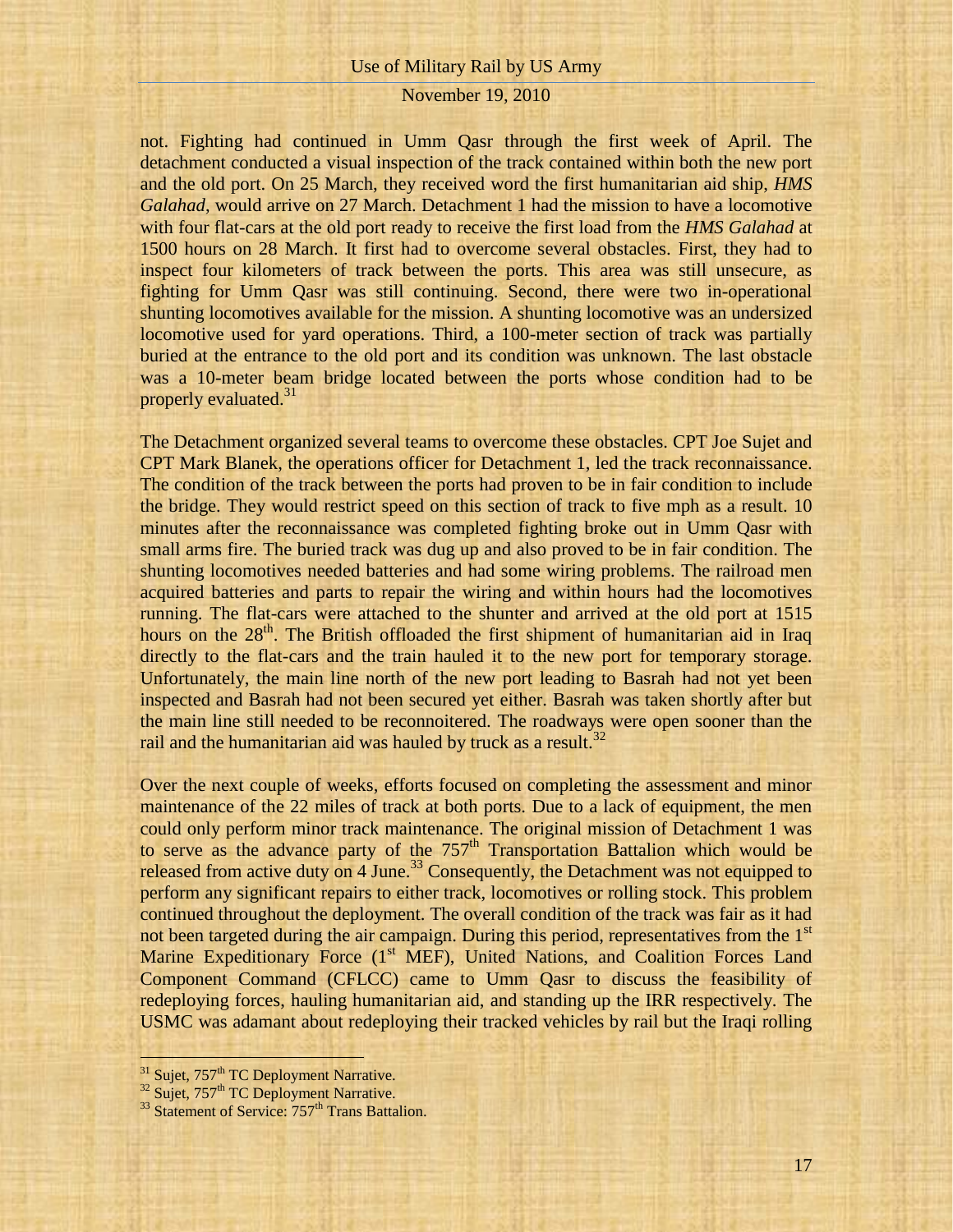not. Fighting had continued in Umm Qasr through the first week of April. The detachment conducted a visual inspection of the track contained within both the new port and the old port. On 25 March, they received word the first humanitarian aid ship, *HMS Galahad,* would arrive on 27 March. Detachment 1 had the mission to have a locomotive with four flat-cars at the old port ready to receive the first load from the *HMS Galahad* at 1500 hours on 28 March. It first had to overcome several obstacles. First, they had to inspect four kilometers of track between the ports. This area was still unsecure, as fighting for Umm Qasr was still continuing. Second, there were two in-operational shunting locomotives available for the mission. A shunting locomotive was an undersized locomotive used for yard operations. Third, a 100-meter section of track was partially buried at the entrance to the old port and its condition was unknown. The last obstacle was a 10-meter beam bridge located between the ports whose condition had to be properly evaluated.[31]

The Detachment organized several teams to overcome these obstacles. CPT Joe Sujet and CPT Mark Blanek, the operations officer for Detachment 1, led the track reconnaissance. The condition of the track between the ports had proven to be in fair condition to include the bridge. They would restrict speed on this section of track to five mph as a result. 10 minutes after the reconnaissance was completed fighting broke out in Umm Qasr with small arms fire. The buried track was dug up and also proved to be in fair condition. The shunting locomotives needed batteries and had some wiring problems. The railroad men acquired batteries and parts to repair the wiring and within hours had the locomotives running. The flat-cars were attached to the shunter and arrived at the old port at 1515 hours on the 28th. The British offloaded the first shipment of humanitarian aid in Iraq directly to the flat-cars and the train hauled it to the new port for temporary storage. Unfortunately, the main line north of the new port leading to Basrah had not yet been inspected and Basrah had not been secured yet either. Basrah was taken shortly after but the main line still needed to be reconnoitered. The roadways were open sooner than the rail and the humanitarian aid was hauled by truck as a result.[32]

Over the next couple of weeks, efforts focused on completing the assessment and minor maintenance of the 22 miles of track at both ports. Due to a lack of equipment, the men could only perform minor track maintenance. The original mission of Detachment 1 was to serve as the advance party of the 757th Transportation Battalion which would be released from active duty on 4 June.[33] Consequently, the Detachment was not equipped to perform any significant repairs to either track, locomotives or rolling stock. This problem continued throughout the deployment. The overall condition of the track was fair as it had not been targeted during the air campaign. During this period, representatives from the 1st Marine Expeditionary Force (1st MEF), United Nations, and Coalition Forces Land Component Command (CFLCC) came to Umm Qasr to discuss the feasibility of redeploying forces, hauling humanitarian aid, and standing up the IRR respectively. The USMC was adamant about redeploying their tracked vehicles by rail but the Iraqi rolling

---

[31] Sujet, 757th TC Deployment Narrative.

[32] Sujet, 757th TC Deployment Narrative.

[33] Statement of Service: 757th Trans Battalion.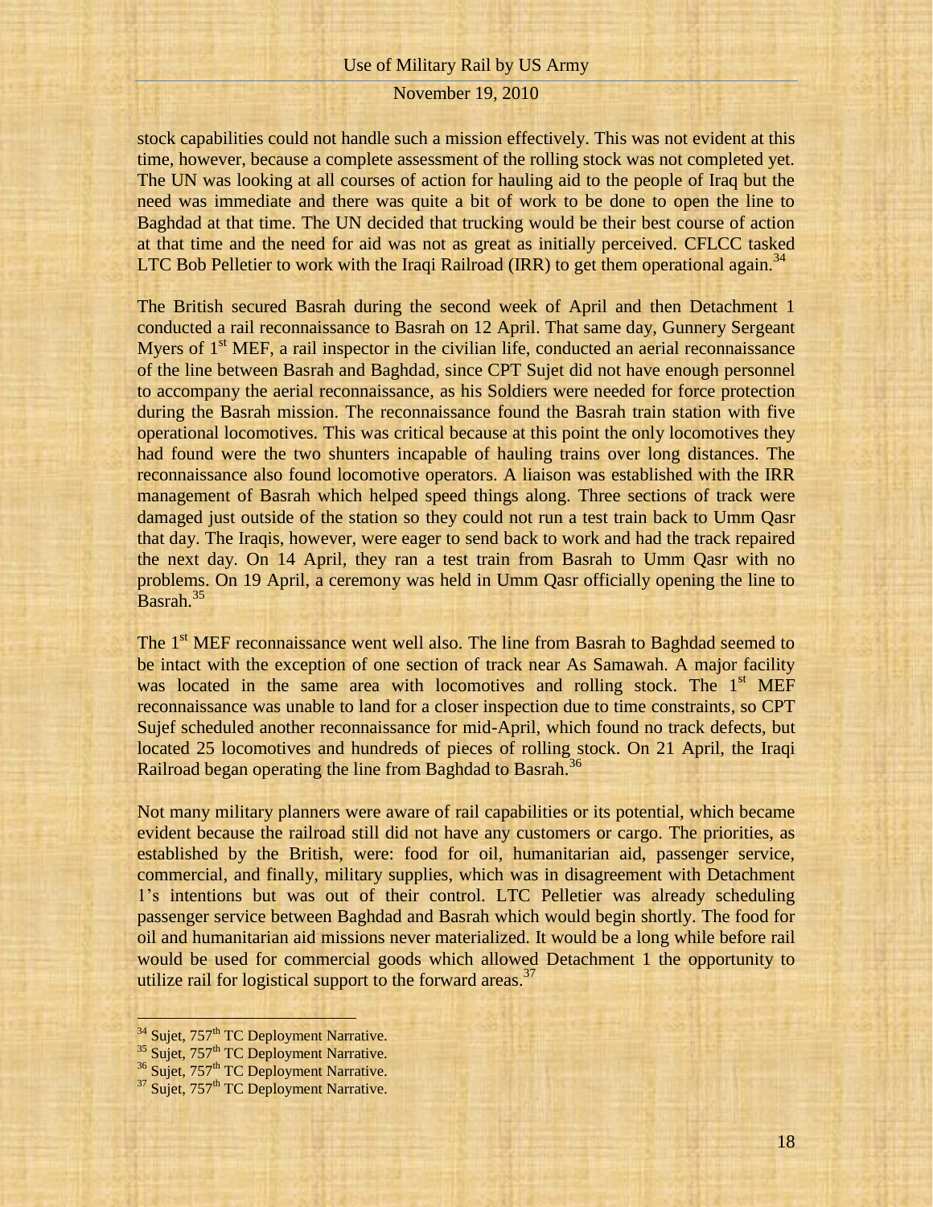stock capabilities could not handle such a mission effectively. This was not evident at this time, however, because a complete assessment of the rolling stock was not completed yet. The UN was looking at all courses of action for hauling aid to the people of Iraq but the need was immediate and there was quite a bit of work to be done to open the line to Baghdad at that time. The UN decided that trucking would be their best course of action at that time and the need for aid was not as great as initially perceived. CFLCC tasked LTC Bob Pelletier to work with the Iraqi Railroad (IRR) to get them operational again.[34]

The British secured Basrah during the second week of April and then Detachment 1 conducted a rail reconnaissance to Basrah on 12 April. That same day, Gunnery Sergeant Myers of 1st MEF, a rail inspector in the civilian life, conducted an aerial reconnaissance of the line between Basrah and Baghdad, since CPT Sujet did not have enough personnel to accompany the aerial reconnaissance, as his Soldiers were needed for force protection during the Basrah mission. The reconnaissance found the Basrah train station with five operational locomotives. This was critical because at this point the only locomotives they had found were the two shunters incapable of hauling trains over long distances. The reconnaissance also found locomotive operators. A liaison was established with the IRR management of Basrah which helped speed things along. Three sections of track were damaged just outside of the station so they could not run a test train back to Umm Qasr that day. The Iraqis, however, were eager to send back to work and had the track repaired the next day. On 14 April, they ran a test train from Basrah to Umm Qasr with no problems. On 19 April, a ceremony was held in Umm Qasr officially opening the line to Basrah.[35]

The 1st MEF reconnaissance went well also. The line from Basrah to Baghdad seemed to be intact with the exception of one section of track near As Samawah. A major facility was located in the same area with locomotives and rolling stock. The 1st MEF reconnaissance was unable to land for a closer inspection due to time constraints, so CPT Sujef scheduled another reconnaissance for mid-April, which found no track defects, but located 25 locomotives and hundreds of pieces of rolling stock. On 21 April, the Iraqi Railroad began operating the line from Baghdad to Basrah.[36]

Not many military planners were aware of rail capabilities or its potential, which became evident because the railroad still did not have any customers or cargo. The priorities, as established by the British, were: food for oil, humanitarian aid, passenger service, commercial, and finally, military supplies, which was in disagreement with Detachment 1's intentions but was out of their control. LTC Pelletier was already scheduling passenger service between Baghdad and Basrah which would begin shortly. The food for oil and humanitarian aid missions never materialized. It would be a long while before rail would be used for commercial goods which allowed Detachment 1 the opportunity to utilize rail for logistical support to the forward areas.[37]

---

[34] Sujet, 757th TC Deployment Narrative.
[35] Sujet, 757th TC Deployment Narrative.
[36] Sujet, 757th TC Deployment Narrative.
[37] Sujet, 757th TC Deployment Narrative.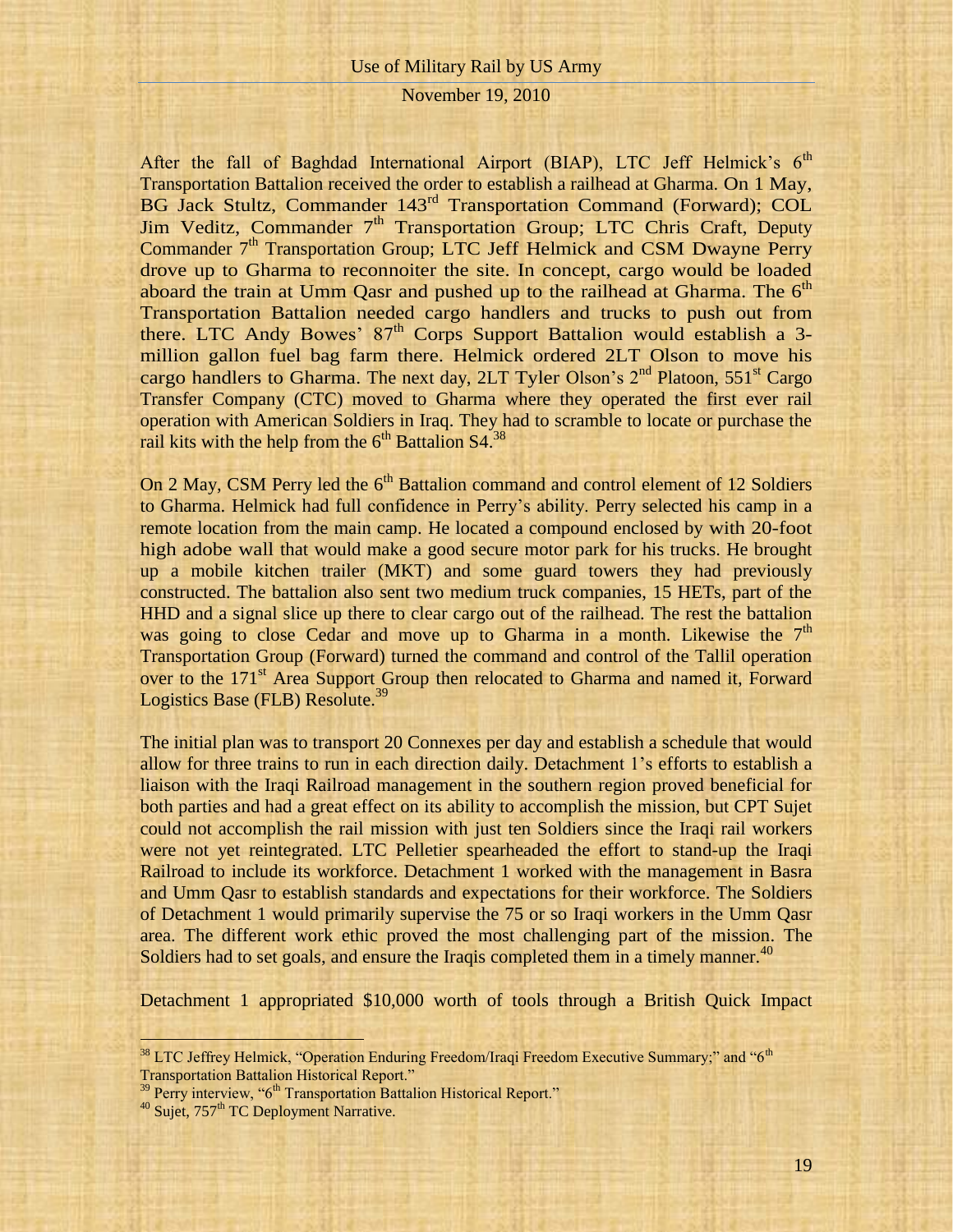After the fall of Baghdad International Airport (BIAP), LTC Jeff Helmick's 6th Transportation Battalion received the order to establish a railhead at Gharma. On 1 May, BG Jack Stultz, Commander 143rd Transportation Command (Forward); COL Jim Veditz, Commander 7th Transportation Group; LTC Chris Craft, Deputy Commander 7th Transportation Group; LTC Jeff Helmick and CSM Dwayne Perry drove up to Gharma to reconnoiter the site. In concept, cargo would be loaded aboard the train at Umm Qasr and pushed up to the railhead at Gharma. The 6th Transportation Battalion needed cargo handlers and trucks to push out from there. LTC Andy Bowes' 87th Corps Support Battalion would establish a 3-million gallon fuel bag farm there. Helmick ordered 2LT Olson to move his cargo handlers to Gharma. The next day, 2LT Tyler Olson's 2nd Platoon, 551st Cargo Transfer Company (CTC) moved to Gharma where they operated the first ever rail operation with American Soldiers in Iraq. They had to scramble to locate or purchase the rail kits with the help from the 6th Battalion S4.[38]

On 2 May, CSM Perry led the 6th Battalion command and control element of 12 Soldiers to Gharma. Helmick had full confidence in Perry's ability. Perry selected his camp in a remote location from the main camp. He located a compound enclosed by with 20-foot high adobe wall that would make a good secure motor park for his trucks. He brought up a mobile kitchen trailer (MKT) and some guard towers they had previously constructed. The battalion also sent two medium truck companies, 15 HETs, part of the HHD and a signal slice up there to clear cargo out of the railhead. The rest the battalion was going to close Cedar and move up to Gharma in a month. Likewise the 7th Transportation Group (Forward) turned the command and control of the Tallil operation over to the 171st Area Support Group then relocated to Gharma and named it, Forward Logistics Base (FLB) Resolute.[39]

The initial plan was to transport 20 Connexes per day and establish a schedule that would allow for three trains to run in each direction daily. Detachment 1's efforts to establish a liaison with the Iraqi Railroad management in the southern region proved beneficial for both parties and had a great effect on its ability to accomplish the mission, but CPT Sujet could not accomplish the rail mission with just ten Soldiers since the Iraqi rail workers were not yet reintegrated. LTC Pelletier spearheaded the effort to stand-up the Iraqi Railroad to include its workforce. Detachment 1 worked with the management in Basra and Umm Qasr to establish standards and expectations for their workforce. The Soldiers of Detachment 1 would primarily supervise the 75 or so Iraqi workers in the Umm Qasr area. The different work ethic proved the most challenging part of the mission. The Soldiers had to set goals, and ensure the Iraqis completed them in a timely manner.[40]

Detachment 1 appropriated $10,000 worth of tools through a British Quick Impact

---

[38] LTC Jeffrey Helmick, "Operation Enduring Freedom/Iraqi Freedom Executive Summary;" and "6th Transportation Battalion Historical Report."

[39] Perry interview, "6th Transportation Battalion Historical Report."

[40] Sujet, 757th TC Deployment Narrative.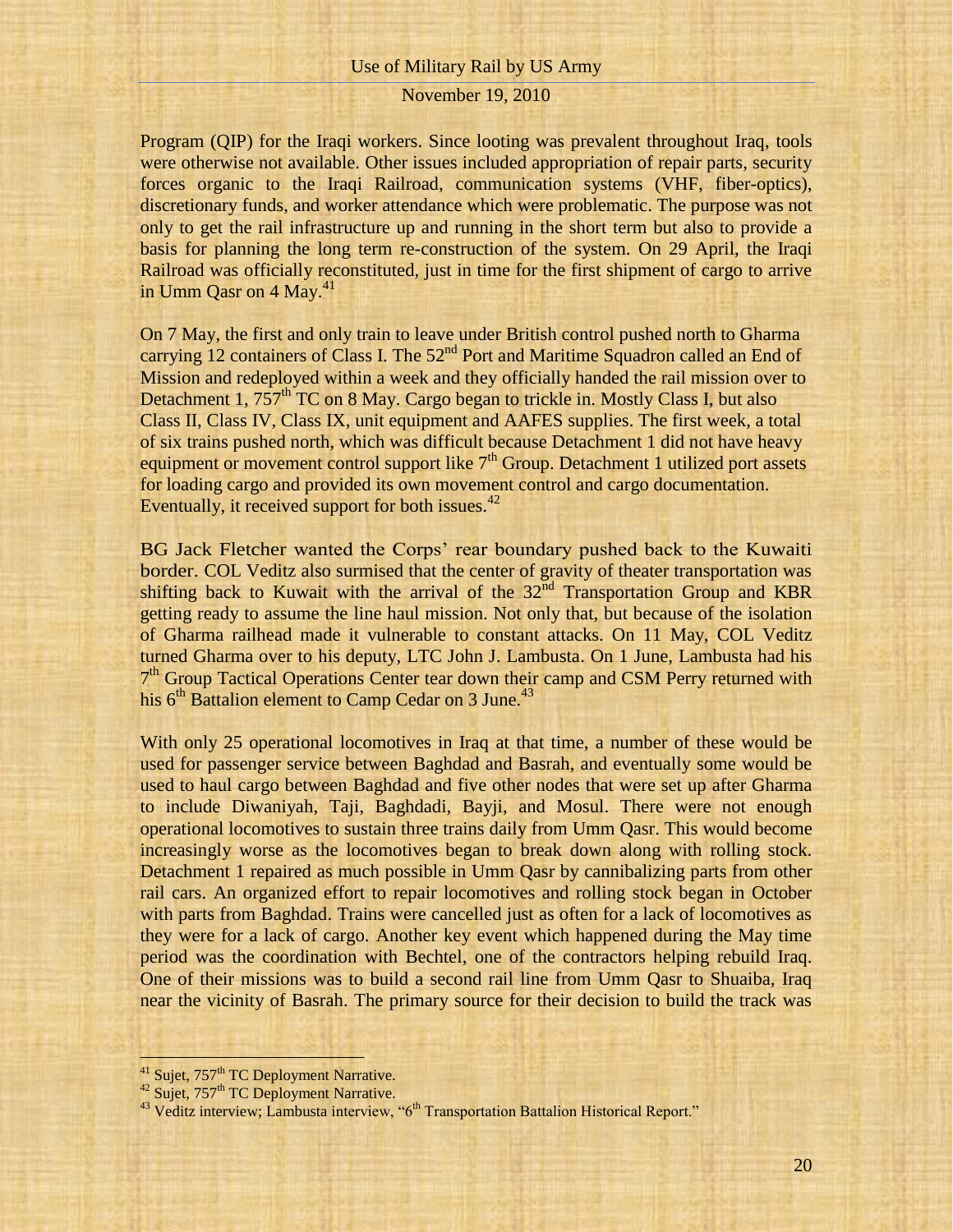Program (QIP) for the Iraqi workers. Since looting was prevalent throughout Iraq, tools were otherwise not available. Other issues included appropriation of repair parts, security forces organic to the Iraqi Railroad, communication systems (VHF, fiber-optics), discretionary funds, and worker attendance which were problematic. The purpose was not only to get the rail infrastructure up and running in the short term but also to provide a basis for planning the long term re-construction of the system. On 29 April, the Iraqi Railroad was officially reconstituted, just in time for the first shipment of cargo to arrive in Umm Qasr on 4 May.[41]

On 7 May, the first and only train to leave under British control pushed north to Gharma carrying 12 containers of Class I. The 52nd Port and Maritime Squadron called an End of Mission and redeployed within a week and they officially handed the rail mission over to Detachment 1, 757th TC on 8 May. Cargo began to trickle in. Mostly Class I, but also Class II, Class IV, Class IX, unit equipment and AAFES supplies. The first week, a total of six trains pushed north, which was difficult because Detachment 1 did not have heavy equipment or movement control support like 7th Group. Detachment 1 utilized port assets for loading cargo and provided its own movement control and cargo documentation. Eventually, it received support for both issues.[42]

BG Jack Fletcher wanted the Corps' rear boundary pushed back to the Kuwaiti border. COL Veditz also surmised that the center of gravity of theater transportation was shifting back to Kuwait with the arrival of the 32nd Transportation Group and KBR getting ready to assume the line haul mission. Not only that, but because of the isolation of Gharma railhead made it vulnerable to constant attacks. On 11 May, COL Veditz turned Gharma over to his deputy, LTC John J. Lambusta. On 1 June, Lambusta had his 7th Group Tactical Operations Center tear down their camp and CSM Perry returned with his 6th Battalion element to Camp Cedar on 3 June.[43]

With only 25 operational locomotives in Iraq at that time, a number of these would be used for passenger service between Baghdad and Basrah, and eventually some would be used to haul cargo between Baghdad and five other nodes that were set up after Gharma to include Diwaniyah, Taji, Baghdadi, Bayji, and Mosul. There were not enough operational locomotives to sustain three trains daily from Umm Qasr. This would become increasingly worse as the locomotives began to break down along with rolling stock. Detachment 1 repaired as much possible in Umm Qasr by cannibalizing parts from other rail cars. An organized effort to repair locomotives and rolling stock began in October with parts from Baghdad. Trains were cancelled just as often for a lack of locomotives as they were for a lack of cargo. Another key event which happened during the May time period was the coordination with Bechtel, one of the contractors helping rebuild Iraq. One of their missions was to build a second rail line from Umm Qasr to Shuaiba, Iraq near the vicinity of Basrah. The primary source for their decision to build the track was

---

[41] Sujet, 757th TC Deployment Narrative.

[42] Sujet, 757th TC Deployment Narrative.

[43] Veditz interview; Lambusta interview, "6th Transportation Battalion Historical Report."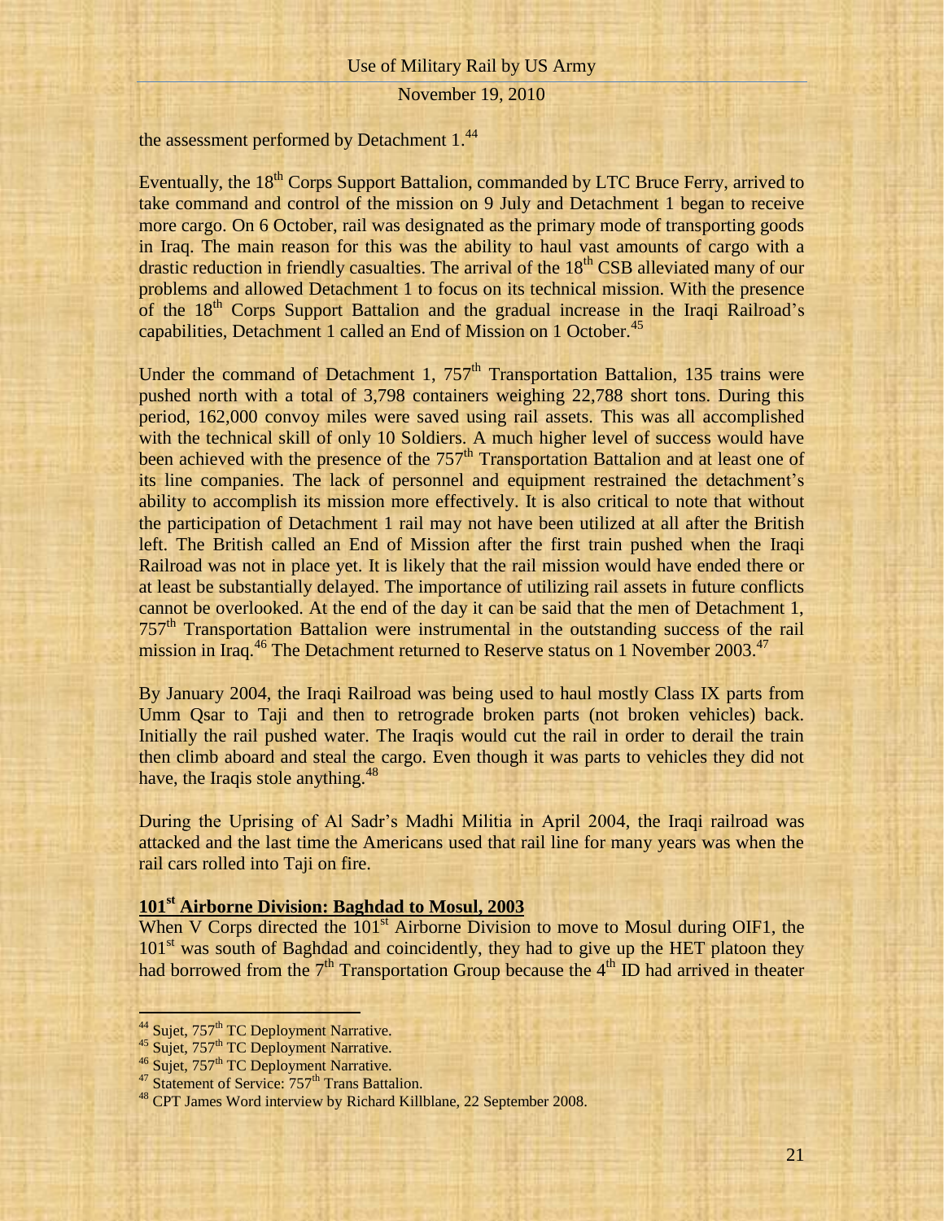the assessment performed by Detachment 1.[44]

Eventually, the 18th Corps Support Battalion, commanded by LTC Bruce Ferry, arrived to take command and control of the mission on 9 July and Detachment 1 began to receive more cargo. On 6 October, rail was designated as the primary mode of transporting goods in Iraq. The main reason for this was the ability to haul vast amounts of cargo with a drastic reduction in friendly casualties. The arrival of the 18th CSB alleviated many of our problems and allowed Detachment 1 to focus on its technical mission. With the presence of the 18th Corps Support Battalion and the gradual increase in the Iraqi Railroad's capabilities, Detachment 1 called an End of Mission on 1 October.[45]

Under the command of Detachment 1, 757th Transportation Battalion, 135 trains were pushed north with a total of 3,798 containers weighing 22,788 short tons. During this period, 162,000 convoy miles were saved using rail assets. This was all accomplished with the technical skill of only 10 Soldiers. A much higher level of success would have been achieved with the presence of the 757th Transportation Battalion and at least one of its line companies. The lack of personnel and equipment restrained the detachment's ability to accomplish its mission more effectively. It is also critical to note that without the participation of Detachment 1 rail may not have been utilized at all after the British left. The British called an End of Mission after the first train pushed when the Iraqi Railroad was not in place yet. It is likely that the rail mission would have ended there or at least be substantially delayed. The importance of utilizing rail assets in future conflicts cannot be overlooked. At the end of the day it can be said that the men of Detachment 1, 757th Transportation Battalion were instrumental in the outstanding success of the rail mission in Iraq.[46] The Detachment returned to Reserve status on 1 November 2003.[47]

By January 2004, the Iraqi Railroad was being used to haul mostly Class IX parts from Umm Qsar to Taji and then to retrograde broken parts (not broken vehicles) back. Initially the rail pushed water. The Iraqis would cut the rail in order to derail the train then climb aboard and steal the cargo. Even though it was parts to vehicles they did not have, the Iraqis stole anything.[48]

During the Uprising of Al Sadr's Madhi Militia in April 2004, the Iraqi railroad was attacked and the last time the Americans used that rail line for many years was when the rail cars rolled into Taji on fire.

## 101st Airborne Division: Baghdad to Mosul, 2003

When V Corps directed the 101st Airborne Division to move to Mosul during OIF1, the 101st was south of Baghdad and coincidently, they had to give up the HET platoon they had borrowed from the 7th Transportation Group because the 4th ID had arrived in theater

---

[44] Sujet, 757th TC Deployment Narrative.
[45] Sujet, 757th TC Deployment Narrative.
[46] Sujet, 757th TC Deployment Narrative.
[47] Statement of Service: 757th Trans Battalion.
[48] CPT James Word interview by Richard Killblane, 22 September 2008.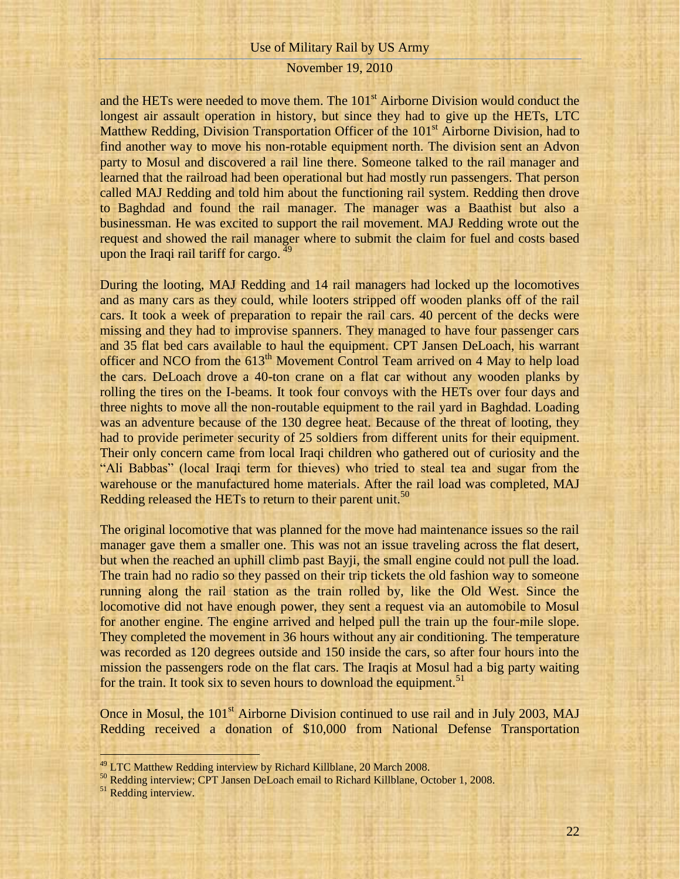and the HETs were needed to move them. The 101st Airborne Division would conduct the longest air assault operation in history, but since they had to give up the HETs, LTC Matthew Redding, Division Transportation Officer of the 101st Airborne Division, had to find another way to move his non-rotable equipment north. The division sent an Advon party to Mosul and discovered a rail line there. Someone talked to the rail manager and learned that the railroad had been operational but had mostly run passengers. That person called MAJ Redding and told him about the functioning rail system. Redding then drove to Baghdad and found the rail manager. The manager was a Baathist but also a businessman. He was excited to support the rail movement. MAJ Redding wrote out the request and showed the rail manager where to submit the claim for fuel and costs based upon the Iraqi rail tariff for cargo. [49]

During the looting, MAJ Redding and 14 rail managers had locked up the locomotives and as many cars as they could, while looters stripped off wooden planks off of the rail cars. It took a week of preparation to repair the rail cars. 40 percent of the decks were missing and they had to improvise spanners. They managed to have four passenger cars and 35 flat bed cars available to haul the equipment. CPT Jansen DeLoach, his warrant officer and NCO from the 613th Movement Control Team arrived on 4 May to help load the cars. DeLoach drove a 40-ton crane on a flat car without any wooden planks by rolling the tires on the I-beams. It took four convoys with the HETs over four days and three nights to move all the non-routable equipment to the rail yard in Baghdad. Loading was an adventure because of the 130 degree heat. Because of the threat of looting, they had to provide perimeter security of 25 soldiers from different units for their equipment. Their only concern came from local Iraqi children who gathered out of curiosity and the "Ali Babbas" (local Iraqi term for thieves) who tried to steal tea and sugar from the warehouse or the manufactured home materials. After the rail load was completed, MAJ Redding released the HETs to return to their parent unit.[50]

The original locomotive that was planned for the move had maintenance issues so the rail manager gave them a smaller one. This was not an issue traveling across the flat desert, but when the reached an uphill climb past Bayji, the small engine could not pull the load. The train had no radio so they passed on their trip tickets the old fashion way to someone running along the rail station as the train rolled by, like the Old West. Since the locomotive did not have enough power, they sent a request via an automobile to Mosul for another engine. The engine arrived and helped pull the train up the four-mile slope. They completed the movement in 36 hours without any air conditioning. The temperature was recorded as 120 degrees outside and 150 inside the cars, so after four hours into the mission the passengers rode on the flat cars. The Iraqis at Mosul had a big party waiting for the train. It took six to seven hours to download the equipment.[51]

Once in Mosul, the 101st Airborne Division continued to use rail and in July 2003, MAJ Redding received a donation of $10,000 from National Defense Transportation

---

[49] LTC Matthew Redding interview by Richard Killblane, 20 March 2008.

[50] Redding interview; CPT Jansen DeLoach email to Richard Killblane, October 1, 2008.

[51] Redding interview.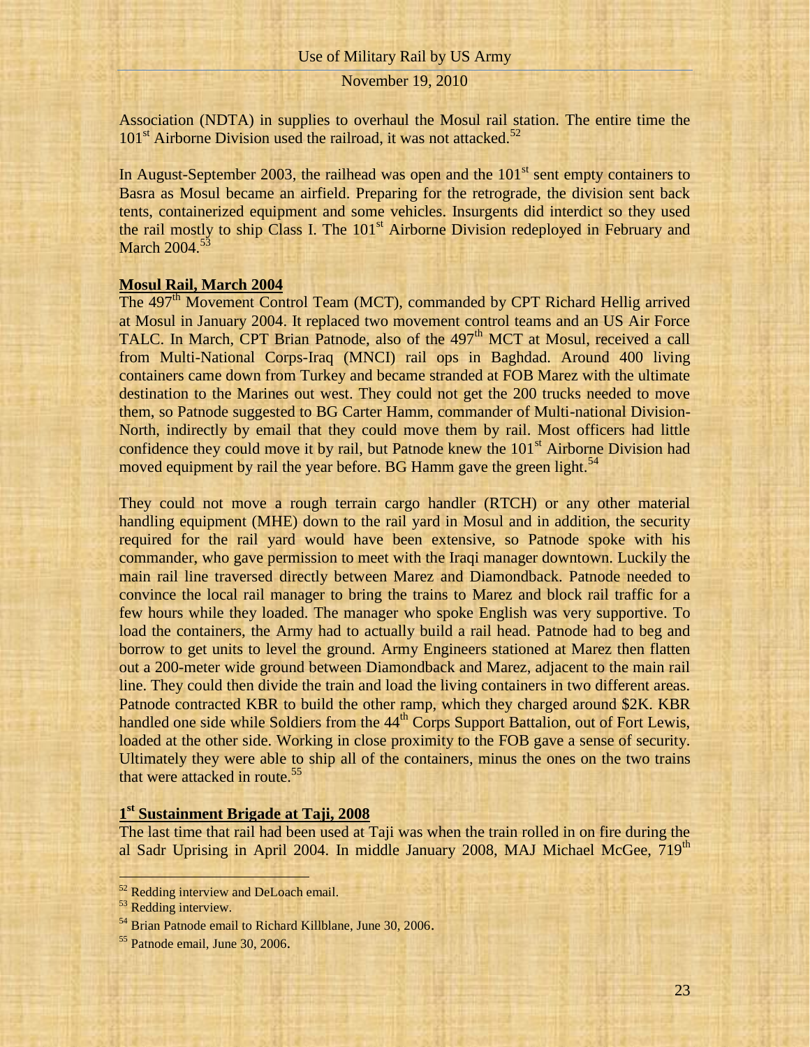Association (NDTA) in supplies to overhaul the Mosul rail station. The entire time the 101st Airborne Division used the railroad, it was not attacked.[52]

In August-September 2003, the railhead was open and the 101st sent empty containers to Basra as Mosul became an airfield. Preparing for the retrograde, the division sent back tents, containerized equipment and some vehicles. Insurgents did interdict so they used the rail mostly to ship Class I. The 101st Airborne Division redeployed in February and March 2004.[53]

**Mosul Rail, March 2004**

The 497th Movement Control Team (MCT), commanded by CPT Richard Hellig arrived at Mosul in January 2004. It replaced two movement control teams and an US Air Force TALC. In March, CPT Brian Patnode, also of the 497th MCT at Mosul, received a call from Multi-National Corps-Iraq (MNCI) rail ops in Baghdad. Around 400 living containers came down from Turkey and became stranded at FOB Marez with the ultimate destination to the Marines out west. They could not get the 200 trucks needed to move them, so Patnode suggested to BG Carter Hamm, commander of Multi-national Division-North, indirectly by email that they could move them by rail. Most officers had little confidence they could move it by rail, but Patnode knew the 101st Airborne Division had moved equipment by rail the year before. BG Hamm gave the green light.[54]

They could not move a rough terrain cargo handler (RTCH) or any other material handling equipment (MHE) down to the rail yard in Mosul and in addition, the security required for the rail yard would have been extensive, so Patnode spoke with his commander, who gave permission to meet with the Iraqi manager downtown. Luckily the main rail line traversed directly between Marez and Diamondback. Patnode needed to convince the local rail manager to bring the trains to Marez and block rail traffic for a few hours while they loaded. The manager who spoke English was very supportive. To load the containers, the Army had to actually build a rail head. Patnode had to beg and borrow to get units to level the ground. Army Engineers stationed at Marez then flatten out a 200-meter wide ground between Diamondback and Marez, adjacent to the main rail line. They could then divide the train and load the living containers in two different areas. Patnode contracted KBR to build the other ramp, which they charged around $2K. KBR handled one side while Soldiers from the 44th Corps Support Battalion, out of Fort Lewis, loaded at the other side. Working in close proximity to the FOB gave a sense of security. Ultimately they were able to ship all of the containers, minus the ones on the two trains that were attacked in route.[55]

**1st Sustainment Brigade at Taji, 2008**

The last time that rail had been used at Taji was when the train rolled in on fire during the al Sadr Uprising in April 2004. In middle January 2008, MAJ Michael McGee, 719th

---

[52] Redding interview and DeLoach email.

[53] Redding interview.

[54] Brian Patnode email to Richard Killblane, June 30, 2006.

[55] Patnode email, June 30, 2006.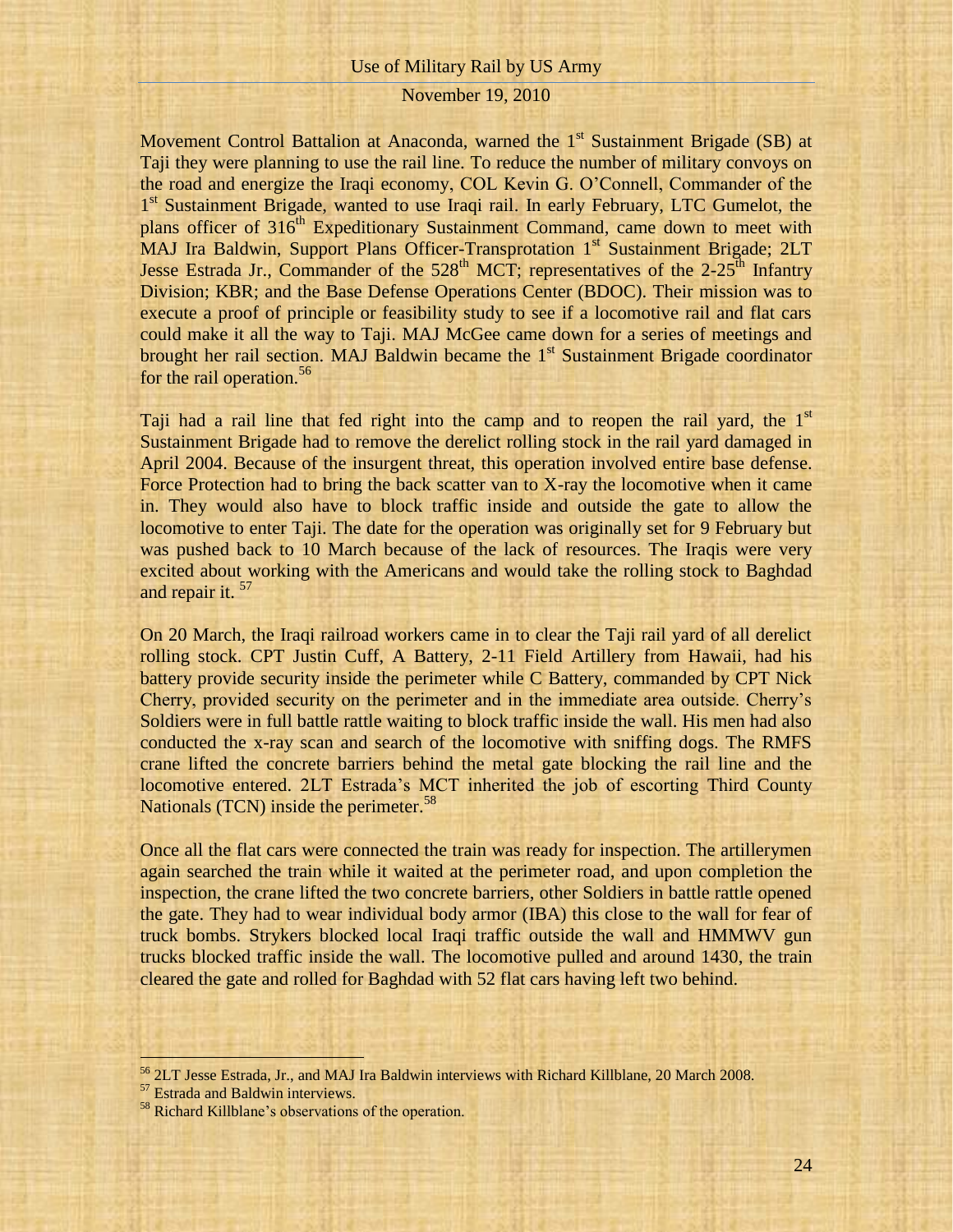Movement Control Battalion at Anaconda, warned the 1st Sustainment Brigade (SB) at Taji they were planning to use the rail line. To reduce the number of military convoys on the road and energize the Iraqi economy, COL Kevin G. O'Connell, Commander of the 1st Sustainment Brigade, wanted to use Iraqi rail. In early February, LTC Gumelot, the plans officer of 316th Expeditionary Sustainment Command, came down to meet with MAJ Ira Baldwin, Support Plans Officer-Transprotation 1st Sustainment Brigade; 2LT Jesse Estrada Jr., Commander of the 528th MCT; representatives of the 2-25th Infantry Division; KBR; and the Base Defense Operations Center (BDOC). Their mission was to execute a proof of principle or feasibility study to see if a locomotive rail and flat cars could make it all the way to Taji. MAJ McGee came down for a series of meetings and brought her rail section. MAJ Baldwin became the 1st Sustainment Brigade coordinator for the rail operation.[56]

Taji had a rail line that fed right into the camp and to reopen the rail yard, the 1st Sustainment Brigade had to remove the derelict rolling stock in the rail yard damaged in April 2004. Because of the insurgent threat, this operation involved entire base defense. Force Protection had to bring the back scatter van to X-ray the locomotive when it came in. They would also have to block traffic inside and outside the gate to allow the locomotive to enter Taji. The date for the operation was originally set for 9 February but was pushed back to 10 March because of the lack of resources. The Iraqis were very excited about working with the Americans and would take the rolling stock to Baghdad and repair it. [57]

On 20 March, the Iraqi railroad workers came in to clear the Taji rail yard of all derelict rolling stock. CPT Justin Cuff, A Battery, 2-11 Field Artillery from Hawaii, had his battery provide security inside the perimeter while C Battery, commanded by CPT Nick Cherry, provided security on the perimeter and in the immediate area outside. Cherry's Soldiers were in full battle rattle waiting to block traffic inside the wall. His men had also conducted the x-ray scan and search of the locomotive with sniffing dogs. The RMFS crane lifted the concrete barriers behind the metal gate blocking the rail line and the locomotive entered. 2LT Estrada's MCT inherited the job of escorting Third County Nationals (TCN) inside the perimeter.[58]

Once all the flat cars were connected the train was ready for inspection. The artillerymen again searched the train while it waited at the perimeter road, and upon completion the inspection, the crane lifted the two concrete barriers, other Soldiers in battle rattle opened the gate. They had to wear individual body armor (IBA) this close to the wall for fear of truck bombs. Strykers blocked local Iraqi traffic outside the wall and HMMWV gun trucks blocked traffic inside the wall. The locomotive pulled and around 1430, the train cleared the gate and rolled for Baghdad with 52 flat cars having left two behind.

---

[56] 2LT Jesse Estrada, Jr., and MAJ Ira Baldwin interviews with Richard Killblane, 20 March 2008.

[57] Estrada and Baldwin interviews.

[58] Richard Killblane's observations of the operation.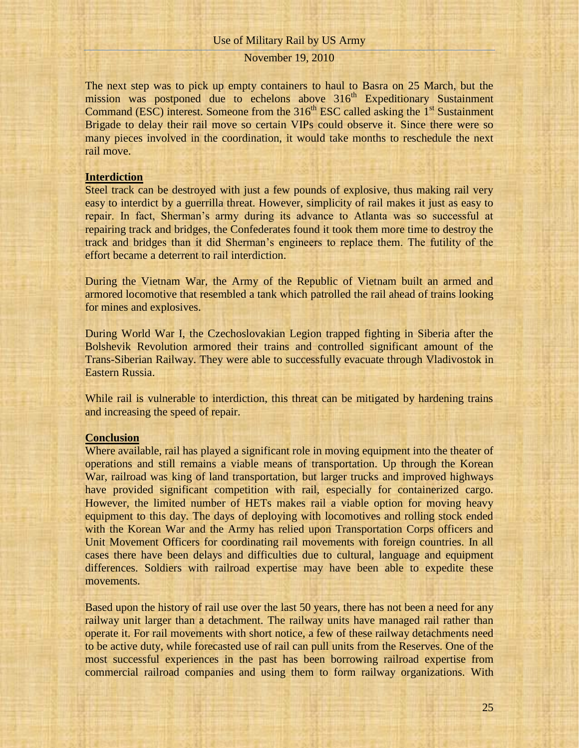The next step was to pick up empty containers to haul to Basra on 25 March, but the mission was postponed due to echelons above 316th Expeditionary Sustainment Command (ESC) interest. Someone from the 316th ESC called asking the 1st Sustainment Brigade to delay their rail move so certain VIPs could observe it. Since there were so many pieces involved in the coordination, it would take months to reschedule the next rail move.

## Interdiction

Steel track can be destroyed with just a few pounds of explosive, thus making rail very easy to interdict by a guerrilla threat. However, simplicity of rail makes it just as easy to repair. In fact, Sherman's army during its advance to Atlanta was so successful at repairing track and bridges, the Confederates found it took them more time to destroy the track and bridges than it did Sherman's engineers to replace them. The futility of the effort became a deterrent to rail interdiction.

During the Vietnam War, the Army of the Republic of Vietnam built an armed and armored locomotive that resembled a tank which patrolled the rail ahead of trains looking for mines and explosives.

During World War I, the Czechoslovakian Legion trapped fighting in Siberia after the Bolshevik Revolution armored their trains and controlled significant amount of the Trans-Siberian Railway. They were able to successfully evacuate through Vladivostok in Eastern Russia.

While rail is vulnerable to interdiction, this threat can be mitigated by hardening trains and increasing the speed of repair.

## Conclusion

Where available, rail has played a significant role in moving equipment into the theater of operations and still remains a viable means of transportation. Up through the Korean War, railroad was king of land transportation, but larger trucks and improved highways have provided significant competition with rail, especially for containerized cargo. However, the limited number of HETs makes rail a viable option for moving heavy equipment to this day. The days of deploying with locomotives and rolling stock ended with the Korean War and the Army has relied upon Transportation Corps officers and Unit Movement Officers for coordinating rail movements with foreign countries. In all cases there have been delays and difficulties due to cultural, language and equipment differences. Soldiers with railroad expertise may have been able to expedite these movements.

Based upon the history of rail use over the last 50 years, there has not been a need for any railway unit larger than a detachment. The railway units have managed rail rather than operate it. For rail movements with short notice, a few of these railway detachments need to be active duty, while forecasted use of rail can pull units from the Reserves. One of the most successful experiences in the past has been borrowing railroad expertise from commercial railroad companies and using them to form railway organizations. With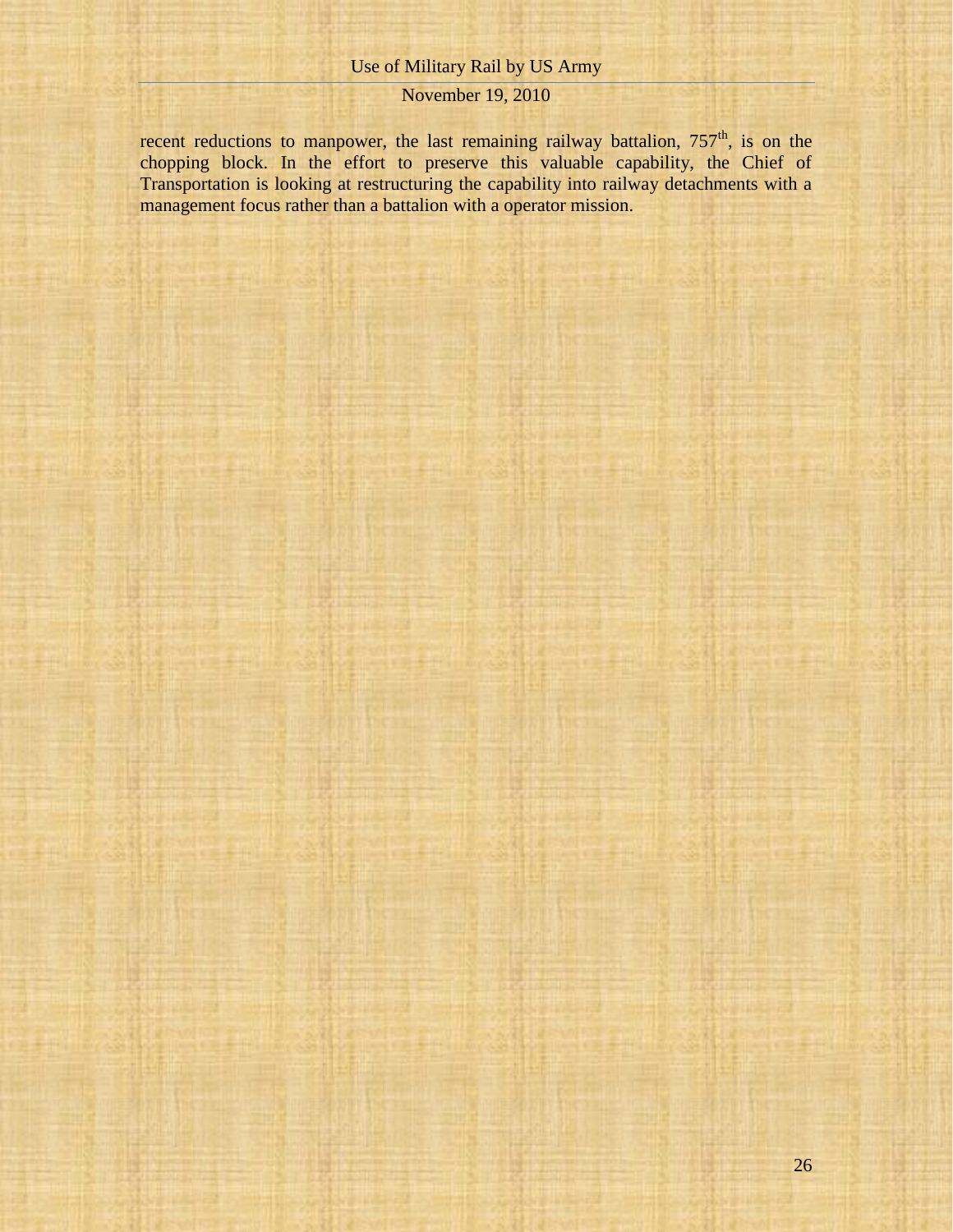recent reductions to manpower, the last remaining railway battalion, 757th, is on the chopping block. In the effort to preserve this valuable capability, the Chief of Transportation is looking at restructuring the capability into railway detachments with a management focus rather than a battalion with a operator mission.